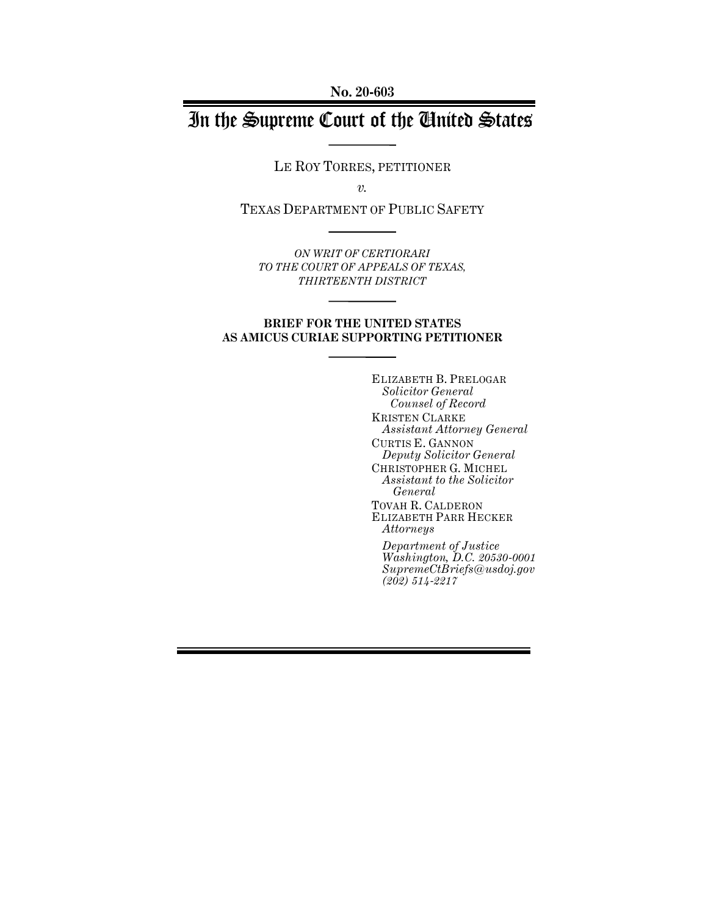**No. 20-603**

# In the Supreme Court of the United States

LE ROY TORRES, PETITIONER

*v.*

TEXAS DEPARTMENT OF PUBLIC SAFETY

*ON WRIT OF CERTIORARI*
*TO THE COURT OF APPEALS OF TEXAS,*
*THIRTEENTH DISTRICT*

**BRIEF FOR THE UNITED STATES**
**AS AMICUS CURIAE SUPPORTING PETITIONER**

ELIZABETH B. PRELOGAR
*Solicitor General*
*Counsel of Record*
KRISTEN CLARKE
*Assistant Attorney General*
CURTIS E. GANNON
*Deputy Solicitor General*
CHRISTOPHER G. MICHEL
*Assistant to the Solicitor General*
TOVAH R. CALDERON
ELIZABETH PARR HECKER
*Attorneys*

*Department of Justice*
*Washington, D.C. 20530-0001*
*SupremeCtBriefs@usdoj.gov*
*(202) 514-2217*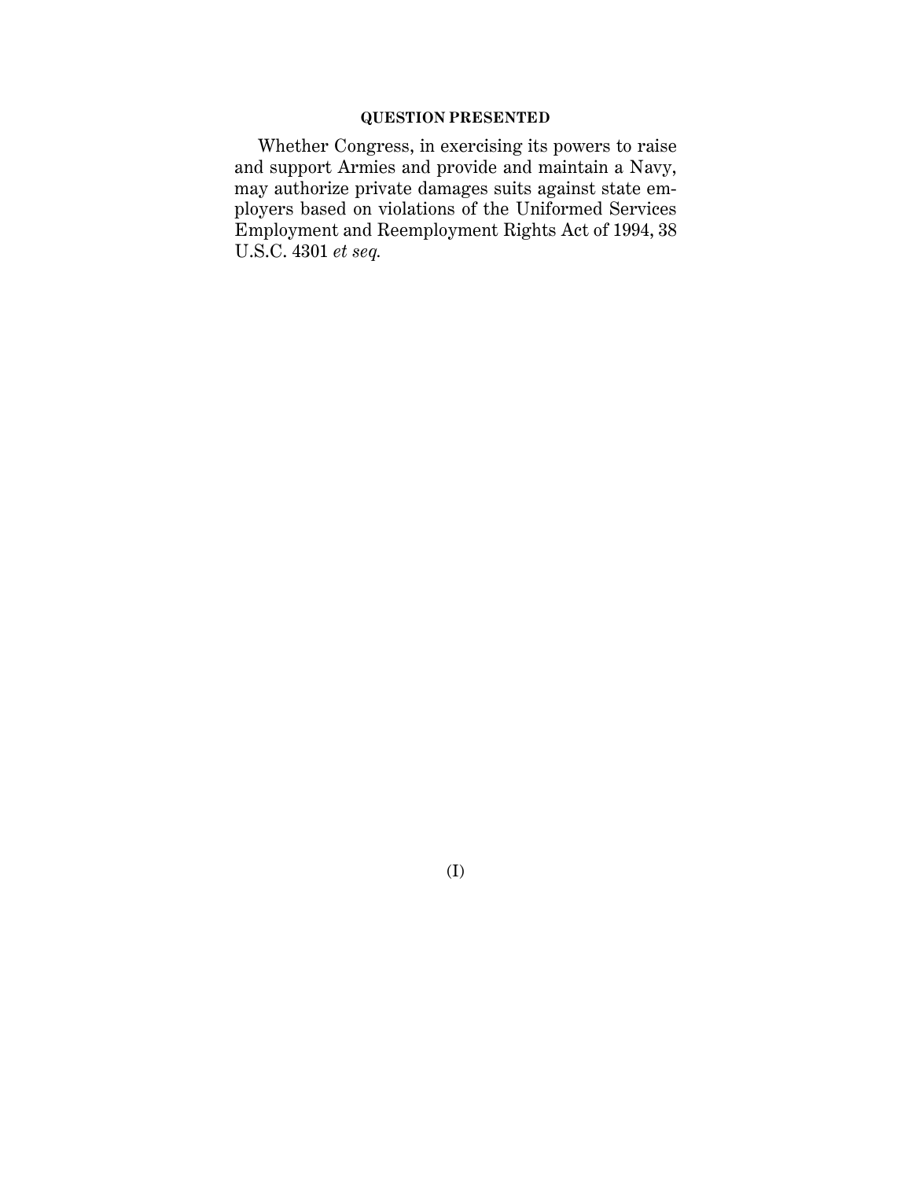## QUESTION PRESENTED

Whether Congress, in exercising its powers to raise and support Armies and provide and maintain a Navy, may authorize private damages suits against state employers based on violations of the Uniformed Services Employment and Reemployment Rights Act of 1994, 38 U.S.C. 4301 *et seq.*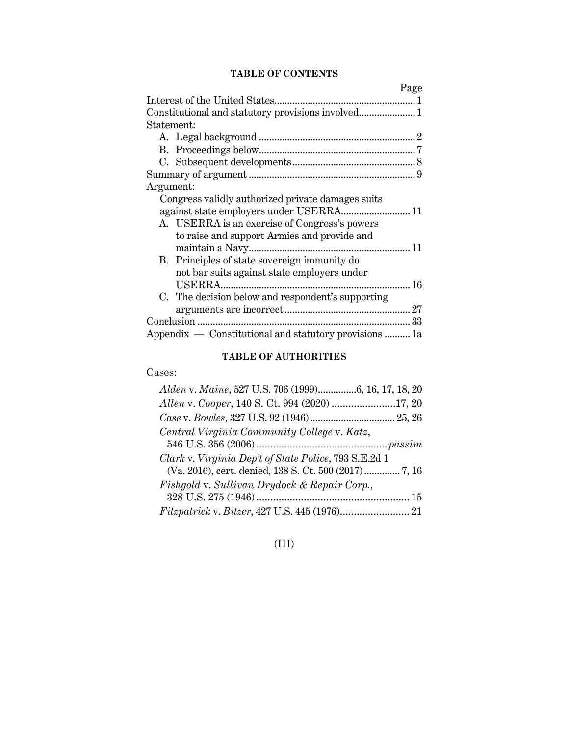## TABLE OF CONTENTS

| | Page |
|---|---|
| Interest of the United States | 1 |
| Constitutional and statutory provisions involved | 1 |
| Statement: | |
| A. Legal background | 2 |
| B. Proceedings below | 7 |
| C. Subsequent developments | 8 |
| Summary of argument | 9 |
| Argument: | |
| Congress validly authorized private damages suits against state employers under USERRA | 11 |
| A. USERRA is an exercise of Congress's powers to raise and support Armies and provide and maintain a Navy | 11 |
| B. Principles of state sovereign immunity do not bar suits against state employers under USERRA | 16 |
| C. The decision below and respondent's supporting arguments are incorrect | 27 |
| Conclusion | 33 |
| Appendix — Constitutional and statutory provisions | 1a |

## TABLE OF AUTHORITIES

Cases:

- *Alden* v. *Maine*, 527 U.S. 706 (1999) .............. 6, 16, 17, 18, 20
- *Allen* v. *Cooper*, 140 S. Ct. 994 (2020) .............. 17, 20
- *Case* v. *Bowles*, 327 U.S. 92 (1946) .............. 25, 26
- *Central Virginia Community College* v. *Katz*, 546 U.S. 356 (2006) .............. *passim*
- *Clark* v. *Virginia Dep't of State Police*, 793 S.E.2d 1 (Va. 2016), cert. denied, 138 S. Ct. 500 (2017) .............. 7, 16
- *Fishgold* v. *Sullivan Drydock & Repair Corp.*, 328 U.S. 275 (1946) .............. 15
- *Fitzpatrick* v. *Bitzer*, 427 U.S. 445 (1976) .............. 21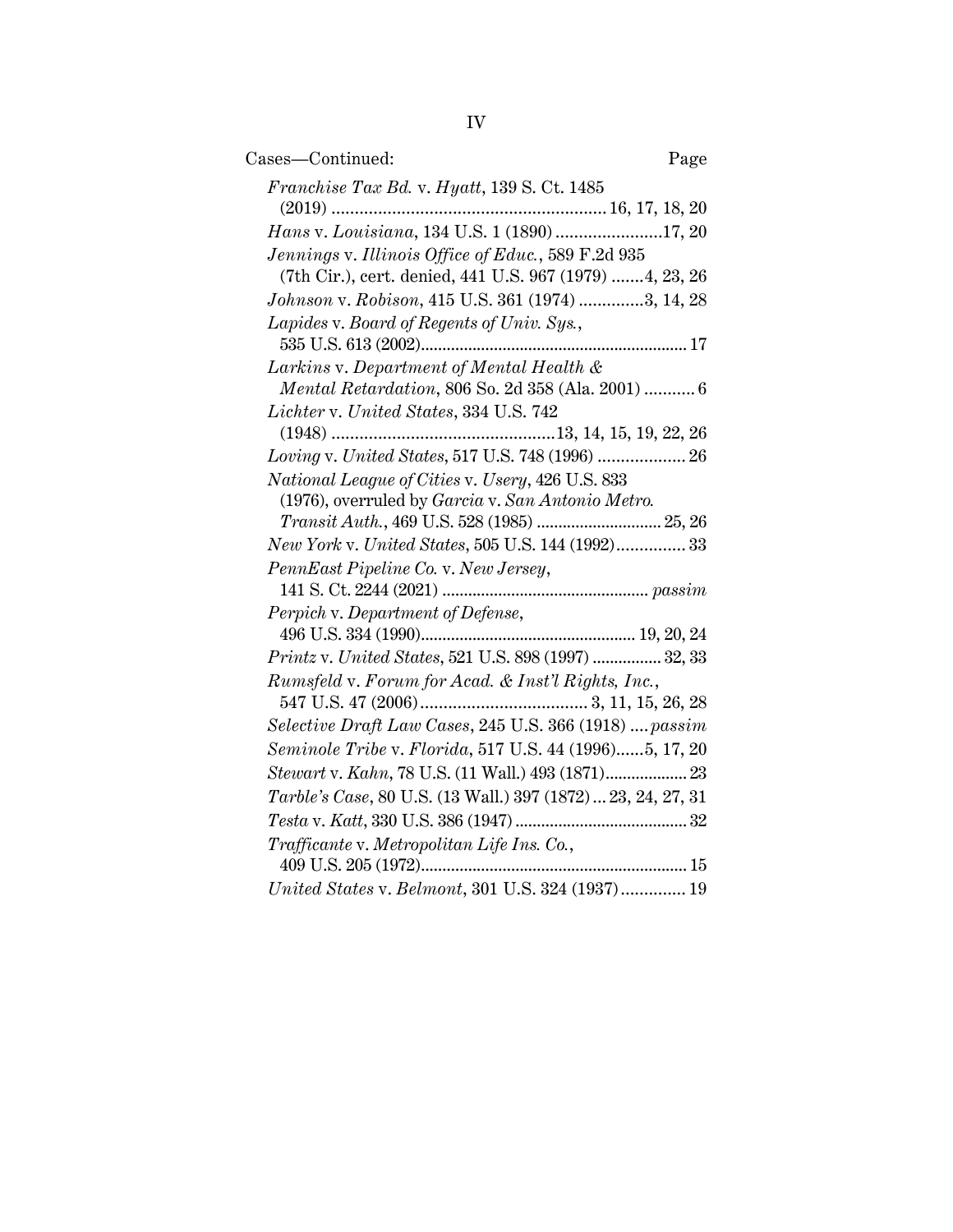Cases—Continued: Page

*Franchise Tax Bd.* v. *Hyatt*, 139 S. Ct. 1485 (2019) ............................................................ 16, 17, 18, 20

*Hans* v. *Louisiana*, 134 U.S. 1 (1890) .......................17, 20

*Jennings* v. *Illinois Office of Educ.*, 589 F.2d 935 (7th Cir.), cert. denied, 441 U.S. 967 (1979) .......4, 23, 26

*Johnson* v. *Robison*, 415 U.S. 361 (1974) ..............3, 14, 28

*Lapides* v. *Board of Regents of Univ. Sys.*, 535 U.S. 613 (2002)............................................................. 17

*Larkins* v. *Department of Mental Health & Mental Retardation*, 806 So. 2d 358 (Ala. 2001) ........... 6

*Lichter* v. *United States*, 334 U.S. 742 (1948) .................................................13, 14, 15, 19, 22, 26

*Loving* v. *United States*, 517 U.S. 748 (1996) ................... 26

*National League of Cities* v. *Usery*, 426 U.S. 833 (1976), overruled by *Garcia* v. *San Antonio Metro. Transit Auth.*, 469 U.S. 528 (1985) ............................ 25, 26

*New York* v. *United States*, 505 U.S. 144 (1992)............... 33

*PennEast Pipeline Co.* v. *New Jersey*, 141 S. Ct. 2244 (2021) ................................................ *passim*

*Perpich* v. *Department of Defense*, 496 U.S. 334 (1990)................................................. 19, 20, 24

*Printz* v. *United States*, 521 U.S. 898 (1997) ................ 32, 33

*Rumsfeld* v. *Forum for Acad. & Inst'l Rights, Inc.*, 547 U.S. 47 (2006).................................... 3, 11, 15, 26, 28

*Selective Draft Law Cases*, 245 U.S. 366 (1918) .... *passim*

*Seminole Tribe* v. *Florida*, 517 U.S. 44 (1996)......5, 17, 20

*Stewart* v. *Kahn*, 78 U.S. (11 Wall.) 493 (1871)................... 23

*Tarble's Case*, 80 U.S. (13 Wall.) 397 (1872) ... 23, 24, 27, 31

*Testa* v. *Katt*, 330 U.S. 386 (1947) ........................................ 32

*Trafficante* v. *Metropolitan Life Ins. Co.*, 409 U.S. 205 (1972)............................................................. 15

*United States* v. *Belmont*, 301 U.S. 324 (1937).............. 19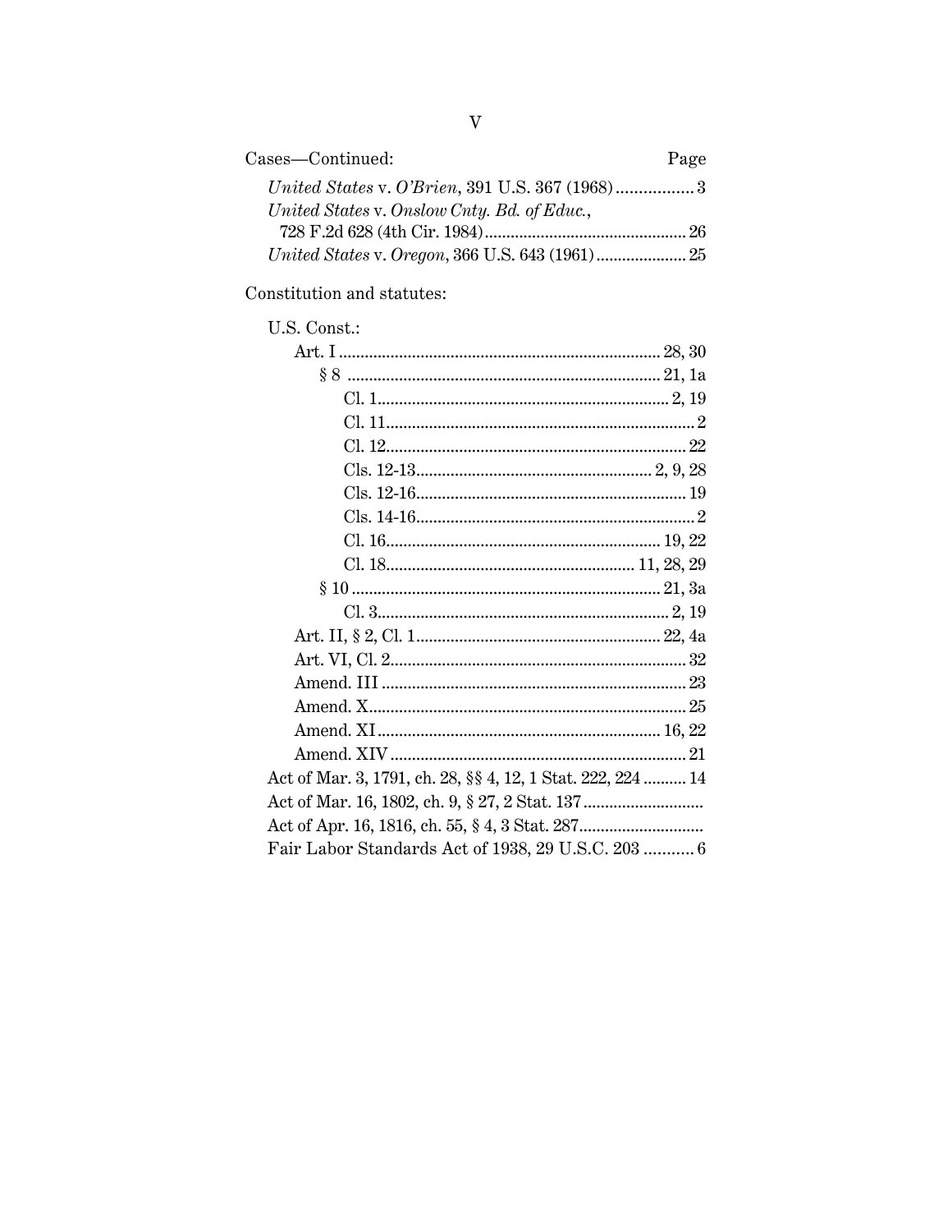Cases—Continued: Page

*United States* v. *O'Brien*, 391 U.S. 367 (1968) ................. 3

*United States* v. *Onslow Cnty. Bd. of Educ.*, 728 F.2d 628 (4th Cir. 1984) ............................................... 26

*United States* v. *Oregon*, 366 U.S. 643 (1961) ..................... 25

Constitution and statutes:

U.S. Const.:

- Art. I ........................................................................... 28, 30
  - § 8 ......................................................................... 21, 1a
    - Cl. 1 .................................................................... 2, 19
    - Cl. 11 ........................................................................ 2
    - Cl. 12 ...................................................................... 22
    - Cls. 12-13 ....................................................... 2, 9, 28
    - Cls. 12-16 ............................................................... 19
    - Cls. 14-16 ................................................................. 2
    - Cl. 16 ................................................................ 19, 22
    - Cl. 18 .......................................................... 11, 28, 29
  - § 10 ........................................................................ 21, 3a
    - Cl. 3 .................................................................... 2, 19
- Art. II, § 2, Cl. 1 ......................................................... 22, 4a
- Art. VI, Cl. 2 ..................................................................... 32
- Amend. III ....................................................................... 23
- Amend. X ......................................................................... 25
- Amend. XI ................................................................. 16, 22
- Amend. XIV ..................................................................... 21

Act of Mar. 3, 1791, ch. 28, §§ 4, 12, 1 Stat. 222, 224 .......... 14

Act of Mar. 16, 1802, ch. 9, § 27, 2 Stat. 137 ............................

Act of Apr. 16, 1816, ch. 55, § 4, 3 Stat. 287 .............................

Fair Labor Standards Act of 1938, 29 U.S.C. 203 ........... 6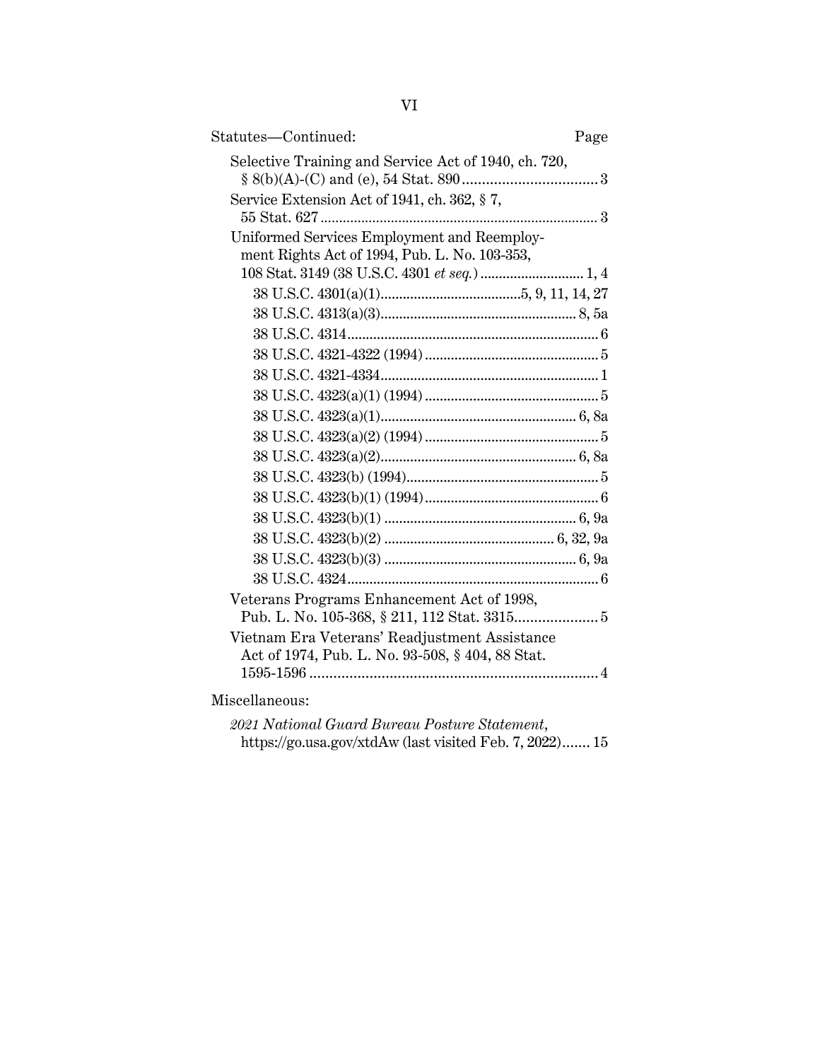Statutes—Continued: Page

Selective Training and Service Act of 1940, ch. 720, § 8(b)(A)-(C) and (e), 54 Stat. 890 .................................. 3

Service Extension Act of 1941, ch. 362, § 7, 55 Stat. 627 .......................................................................... 3

Uniformed Services Employment and Reemployment Rights Act of 1994, Pub. L. No. 103-353, 108 Stat. 3149 (38 U.S.C. 4301 *et seq.*) ............................ 1, 4

- 38 U.S.C. 4301(a)(1)......................................5, 9, 11, 14, 27
- 38 U.S.C. 4313(a)(3)..................................................... 8, 5a
- 38 U.S.C. 4314.................................................................... 6
- 38 U.S.C. 4321-4322 (1994) ............................................... 5
- 38 U.S.C. 4321-4334........................................................... 1
- 38 U.S.C. 4323(a)(1) (1994) ............................................... 5
- 38 U.S.C. 4323(a)(1)..................................................... 6, 8a
- 38 U.S.C. 4323(a)(2) (1994) ............................................... 5
- 38 U.S.C. 4323(a)(2)..................................................... 6, 8a
- 38 U.S.C. 4323(b) (1994).................................................... 5
- 38 U.S.C. 4323(b)(1) (1994) ............................................... 6
- 38 U.S.C. 4323(b)(1) .................................................... 6, 9a
- 38 U.S.C. 4323(b)(2) ............................................. 6, 32, 9a
- 38 U.S.C. 4323(b)(3) .................................................... 6, 9a
- 38 U.S.C. 4324.................................................................... 6

Veterans Programs Enhancement Act of 1998, Pub. L. No. 105-368, § 211, 112 Stat. 3315..................... 5

Vietnam Era Veterans' Readjustment Assistance Act of 1974, Pub. L. No. 93-508, § 404, 88 Stat. 1595-1596 .......................................................................... 4

Miscellaneous:

*2021 National Guard Bureau Posture Statement*, https://go.usa.gov/xtdAw (last visited Feb. 7, 2022)....... 15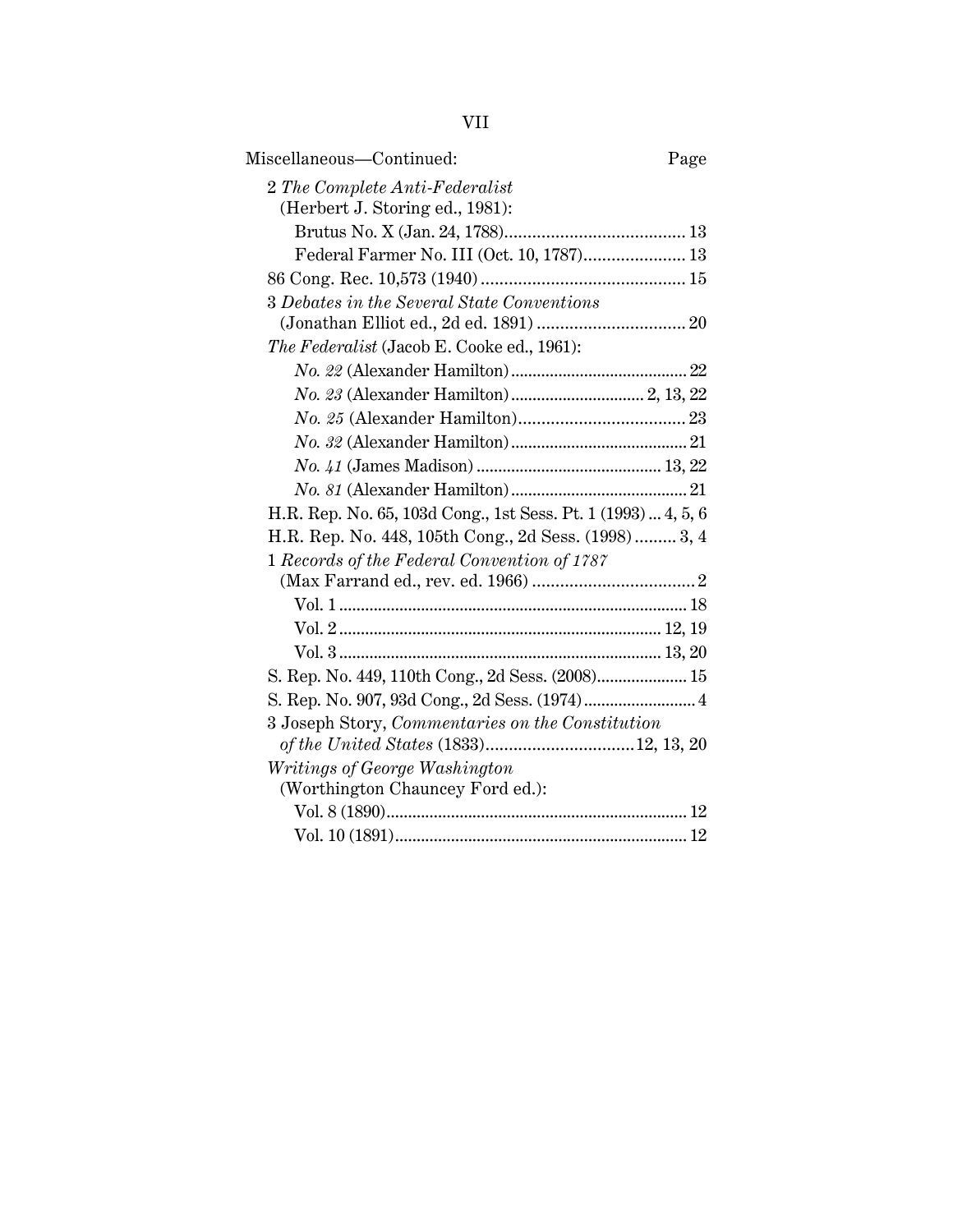| Miscellaneous—Continued: | Page |
|---|---|
| 2 *The Complete Anti-Federalist* (Herbert J. Storing ed., 1981): | |
| Brutus No. X (Jan. 24, 1788) | 13 |
| Federal Farmer No. III (Oct. 10, 1787) | 13 |
| 86 Cong. Rec. 10,573 (1940) | 15 |
| 3 *Debates in the Several State Conventions* (Jonathan Elliot ed., 2d ed. 1891) | 20 |
| *The Federalist* (Jacob E. Cooke ed., 1961): | |
| *No. 22* (Alexander Hamilton) | 22 |
| *No. 23* (Alexander Hamilton) | 2, 13, 22 |
| *No. 25* (Alexander Hamilton) | 23 |
| *No. 32* (Alexander Hamilton) | 21 |
| *No. 41* (James Madison) | 13, 22 |
| *No. 81* (Alexander Hamilton) | 21 |
| H.R. Rep. No. 65, 103d Cong., 1st Sess. Pt. 1 (1993) | 4, 5, 6 |
| H.R. Rep. No. 448, 105th Cong., 2d Sess. (1998) | 3, 4 |
| 1 *Records of the Federal Convention of 1787* (Max Farrand ed., rev. ed. 1966) | 2 |
| Vol. 1 | 18 |
| Vol. 2 | 12, 19 |
| Vol. 3 | 13, 20 |
| S. Rep. No. 449, 110th Cong., 2d Sess. (2008) | 15 |
| S. Rep. No. 907, 93d Cong., 2d Sess. (1974) | 4 |
| 3 Joseph Story, *Commentaries on the Constitution of the United States* (1833) | 12, 13, 20 |
| *Writings of George Washington* (Worthington Chauncey Ford ed.): | |
| Vol. 8 (1890) | 12 |
| Vol. 10 (1891) | 12 |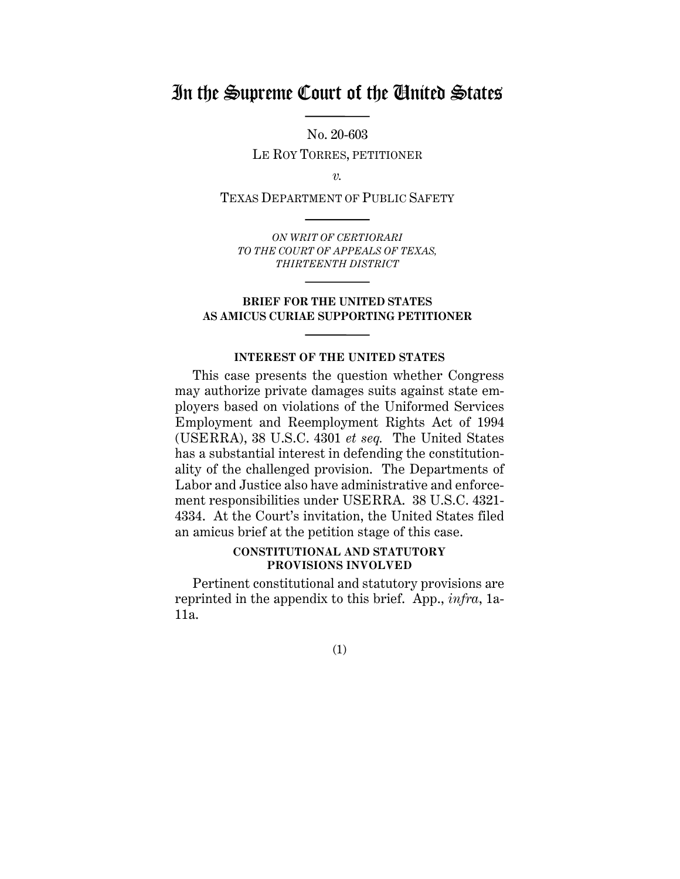# In the Supreme Court of the United States

No. 20-603

LE ROY TORRES, PETITIONER

*v.*

TEXAS DEPARTMENT OF PUBLIC SAFETY

*ON WRIT OF CERTIORARI TO THE COURT OF APPEALS OF TEXAS, THIRTEENTH DISTRICT*

**BRIEF FOR THE UNITED STATES AS AMICUS CURIAE SUPPORTING PETITIONER**

## INTEREST OF THE UNITED STATES

This case presents the question whether Congress may authorize private damages suits against state employers based on violations of the Uniformed Services Employment and Reemployment Rights Act of 1994 (USERRA), 38 U.S.C. 4301 *et seq.* The United States has a substantial interest in defending the constitutionality of the challenged provision. The Departments of Labor and Justice also have administrative and enforcement responsibilities under USERRA. 38 U.S.C. 4321-4334. At the Court's invitation, the United States filed an amicus brief at the petition stage of this case.

## CONSTITUTIONAL AND STATUTORY PROVISIONS INVOLVED

Pertinent constitutional and statutory provisions are reprinted in the appendix to this brief. App., *infra*, 1a-11a.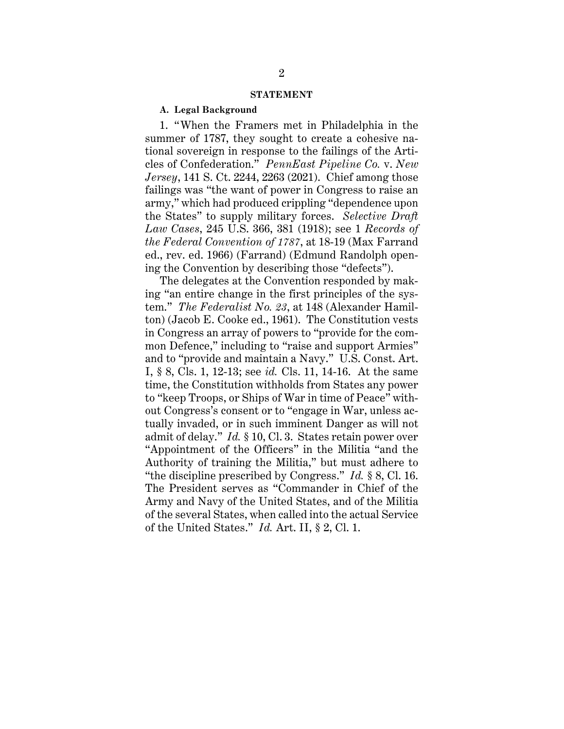## STATEMENT

### A. Legal Background

1. "When the Framers met in Philadelphia in the summer of 1787, they sought to create a cohesive national sovereign in response to the failings of the Articles of Confederation." *PennEast Pipeline Co.* v. *New Jersey*, 141 S. Ct. 2244, 2263 (2021). Chief among those failings was "the want of power in Congress to raise an army," which had produced crippling "dependence upon the States" to supply military forces. *Selective Draft Law Cases*, 245 U.S. 366, 381 (1918); see 1 *Records of the Federal Convention of 1787*, at 18-19 (Max Farrand ed., rev. ed. 1966) (Farrand) (Edmund Randolph opening the Convention by describing those "defects").

The delegates at the Convention responded by making "an entire change in the first principles of the system." *The Federalist No. 23*, at 148 (Alexander Hamilton) (Jacob E. Cooke ed., 1961). The Constitution vests in Congress an array of powers to "provide for the common Defence," including to "raise and support Armies" and to "provide and maintain a Navy." U.S. Const. Art. I, § 8, Cls. 1, 12-13; see *id.* Cls. 11, 14-16. At the same time, the Constitution withholds from States any power to "keep Troops, or Ships of War in time of Peace" without Congress's consent or to "engage in War, unless actually invaded, or in such imminent Danger as will not admit of delay." *Id.* § 10, Cl. 3. States retain power over "Appointment of the Officers" in the Militia "and the Authority of training the Militia," but must adhere to "the discipline prescribed by Congress." *Id.* § 8, Cl. 16. The President serves as "Commander in Chief of the Army and Navy of the United States, and of the Militia of the several States, when called into the actual Service of the United States." *Id.* Art. II, § 2, Cl. 1.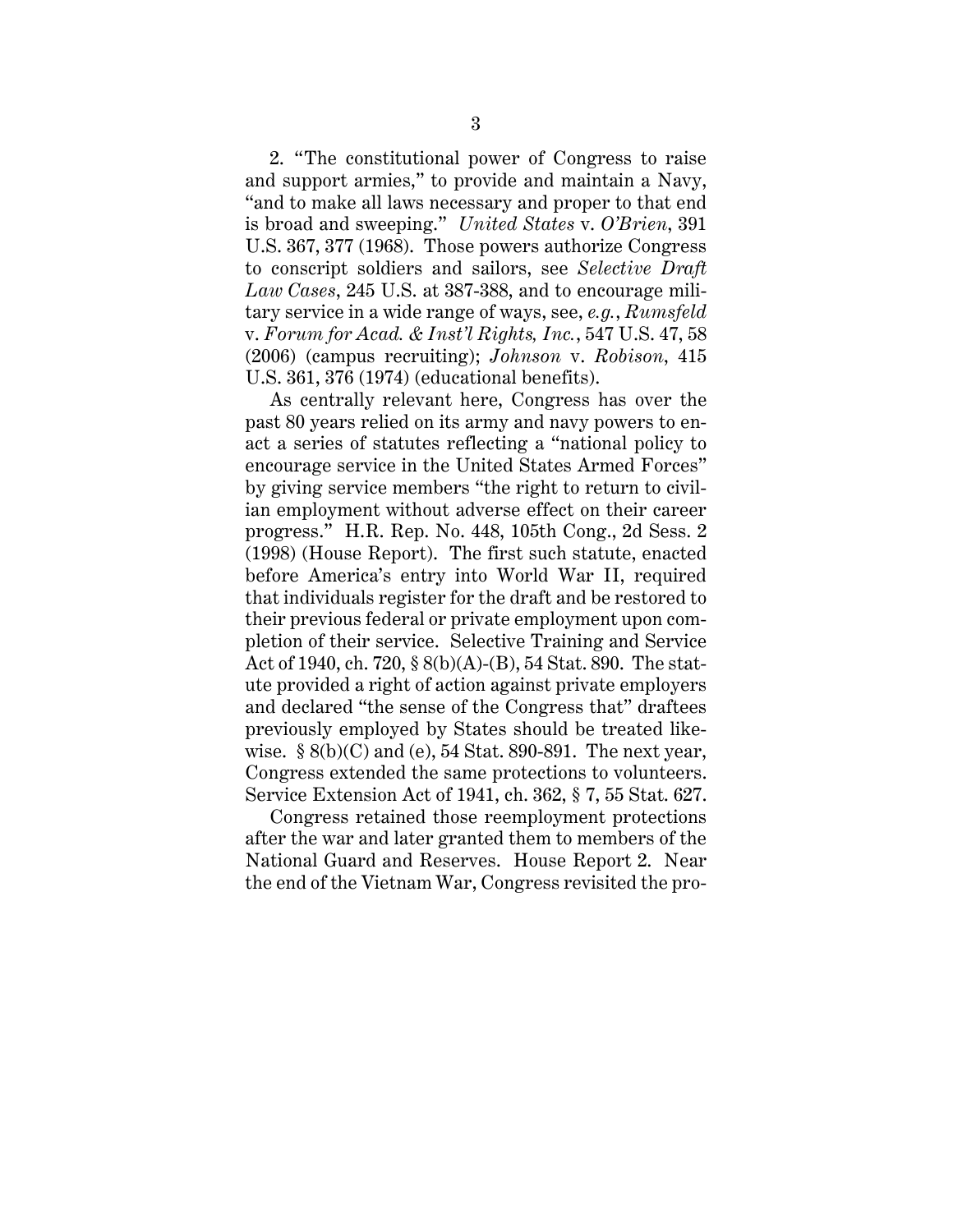2. "The constitutional power of Congress to raise and support armies," to provide and maintain a Navy, "and to make all laws necessary and proper to that end is broad and sweeping." *United States* v. *O'Brien*, 391 U.S. 367, 377 (1968). Those powers authorize Congress to conscript soldiers and sailors, see *Selective Draft Law Cases*, 245 U.S. at 387-388, and to encourage military service in a wide range of ways, see, *e.g.*, *Rumsfeld* v. *Forum for Acad. & Inst'l Rights, Inc.*, 547 U.S. 47, 58 (2006) (campus recruiting); *Johnson* v. *Robison*, 415 U.S. 361, 376 (1974) (educational benefits).

As centrally relevant here, Congress has over the past 80 years relied on its army and navy powers to enact a series of statutes reflecting a "national policy to encourage service in the United States Armed Forces" by giving service members "the right to return to civilian employment without adverse effect on their career progress." H.R. Rep. No. 448, 105th Cong., 2d Sess. 2 (1998) (House Report). The first such statute, enacted before America's entry into World War II, required that individuals register for the draft and be restored to their previous federal or private employment upon completion of their service. Selective Training and Service Act of 1940, ch. 720, § 8(b)(A)-(B), 54 Stat. 890. The statute provided a right of action against private employers and declared "the sense of the Congress that" draftees previously employed by States should be treated likewise. § 8(b)(C) and (e), 54 Stat. 890-891. The next year, Congress extended the same protections to volunteers. Service Extension Act of 1941, ch. 362, § 7, 55 Stat. 627.

Congress retained those reemployment protections after the war and later granted them to members of the National Guard and Reserves. House Report 2. Near the end of the Vietnam War, Congress revisited the pro-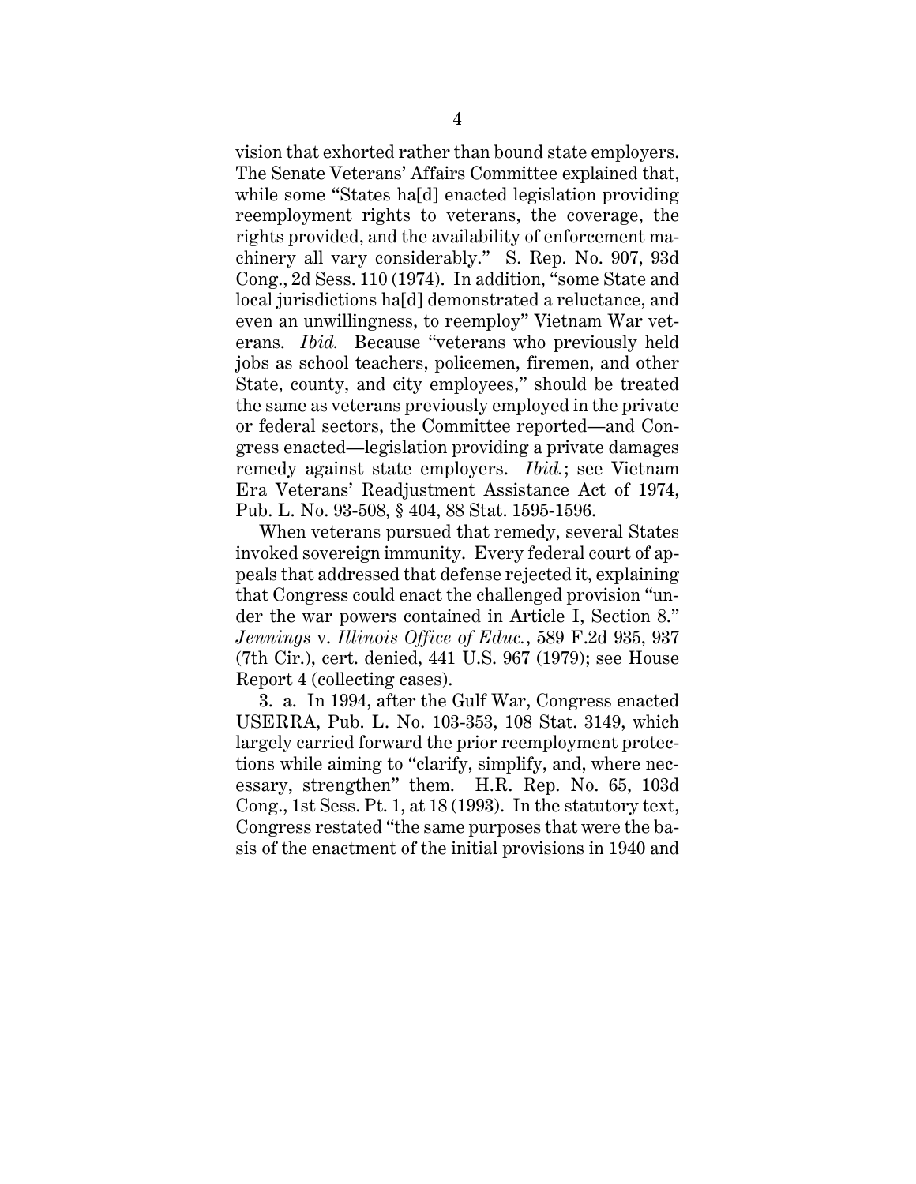vision that exhorted rather than bound state employers. The Senate Veterans' Affairs Committee explained that, while some "States ha[d] enacted legislation providing reemployment rights to veterans, the coverage, the rights provided, and the availability of enforcement machinery all vary considerably." S. Rep. No. 907, 93d Cong., 2d Sess. 110 (1974). In addition, "some State and local jurisdictions ha[d] demonstrated a reluctance, and even an unwillingness, to reemploy" Vietnam War veterans. *Ibid.* Because "veterans who previously held jobs as school teachers, policemen, firemen, and other State, county, and city employees," should be treated the same as veterans previously employed in the private or federal sectors, the Committee reported—and Congress enacted—legislation providing a private damages remedy against state employers. *Ibid.*; see Vietnam Era Veterans' Readjustment Assistance Act of 1974, Pub. L. No. 93-508, § 404, 88 Stat. 1595-1596.

When veterans pursued that remedy, several States invoked sovereign immunity. Every federal court of appeals that addressed that defense rejected it, explaining that Congress could enact the challenged provision "under the war powers contained in Article I, Section 8." *Jennings* v. *Illinois Office of Educ.*, 589 F.2d 935, 937 (7th Cir.), cert. denied, 441 U.S. 967 (1979); see House Report 4 (collecting cases).

3. a. In 1994, after the Gulf War, Congress enacted USERRA, Pub. L. No. 103-353, 108 Stat. 3149, which largely carried forward the prior reemployment protections while aiming to "clarify, simplify, and, where necessary, strengthen" them. H.R. Rep. No. 65, 103d Cong., 1st Sess. Pt. 1, at 18 (1993). In the statutory text, Congress restated "the same purposes that were the basis of the enactment of the initial provisions in 1940 and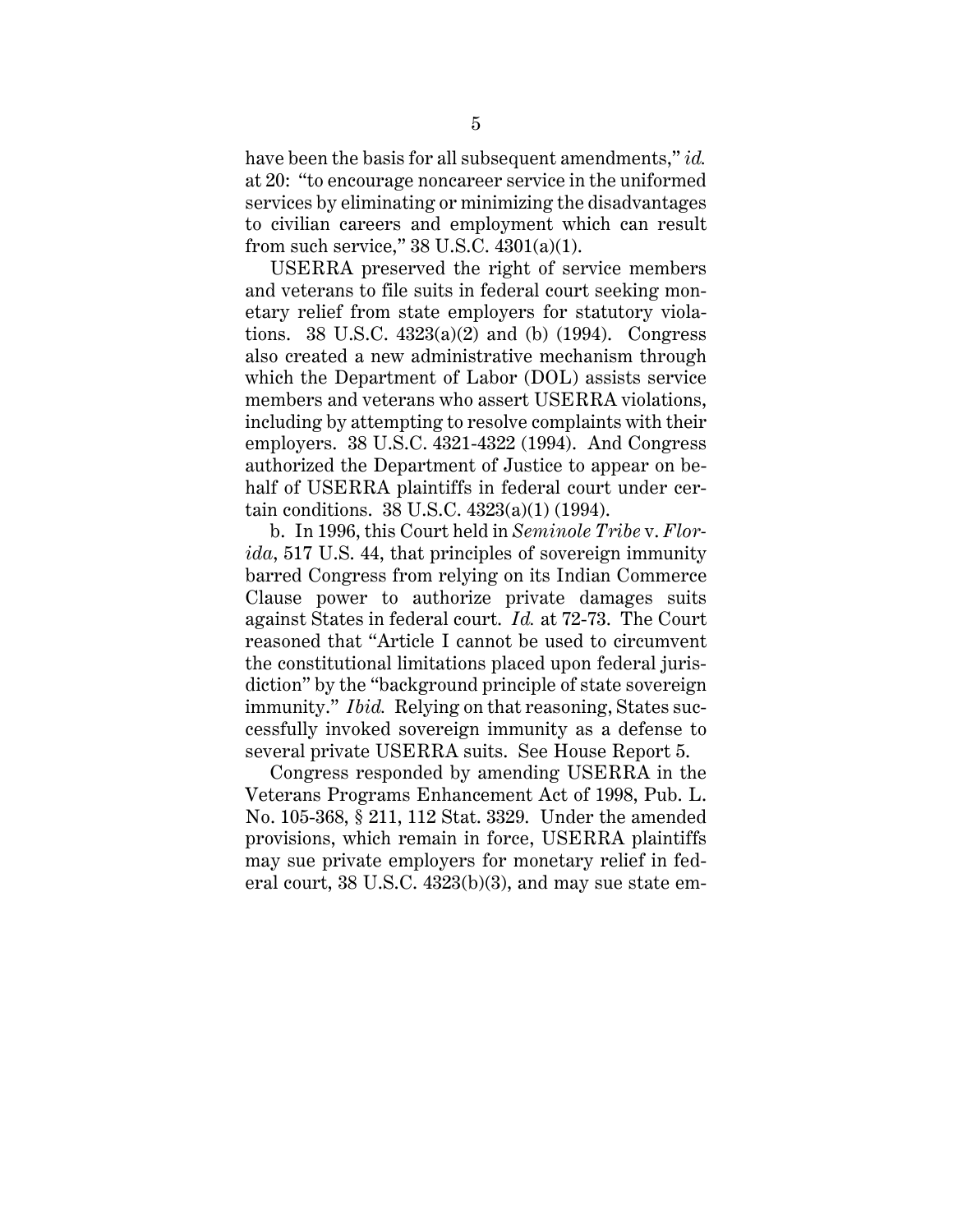have been the basis for all subsequent amendments," *id.* at 20: "to encourage noncareer service in the uniformed services by eliminating or minimizing the disadvantages to civilian careers and employment which can result from such service," 38 U.S.C. 4301(a)(1).

USERRA preserved the right of service members and veterans to file suits in federal court seeking monetary relief from state employers for statutory violations. 38 U.S.C. 4323(a)(2) and (b) (1994). Congress also created a new administrative mechanism through which the Department of Labor (DOL) assists service members and veterans who assert USERRA violations, including by attempting to resolve complaints with their employers. 38 U.S.C. 4321-4322 (1994). And Congress authorized the Department of Justice to appear on behalf of USERRA plaintiffs in federal court under certain conditions. 38 U.S.C. 4323(a)(1) (1994).

b. In 1996, this Court held in *Seminole Tribe* v. *Florida*, 517 U.S. 44, that principles of sovereign immunity barred Congress from relying on its Indian Commerce Clause power to authorize private damages suits against States in federal court. *Id.* at 72-73. The Court reasoned that "Article I cannot be used to circumvent the constitutional limitations placed upon federal jurisdiction" by the "background principle of state sovereign immunity." *Ibid.* Relying on that reasoning, States successfully invoked sovereign immunity as a defense to several private USERRA suits. See House Report 5.

Congress responded by amending USERRA in the Veterans Programs Enhancement Act of 1998, Pub. L. No. 105-368, § 211, 112 Stat. 3329. Under the amended provisions, which remain in force, USERRA plaintiffs may sue private employers for monetary relief in federal court, 38 U.S.C. 4323(b)(3), and may sue state em-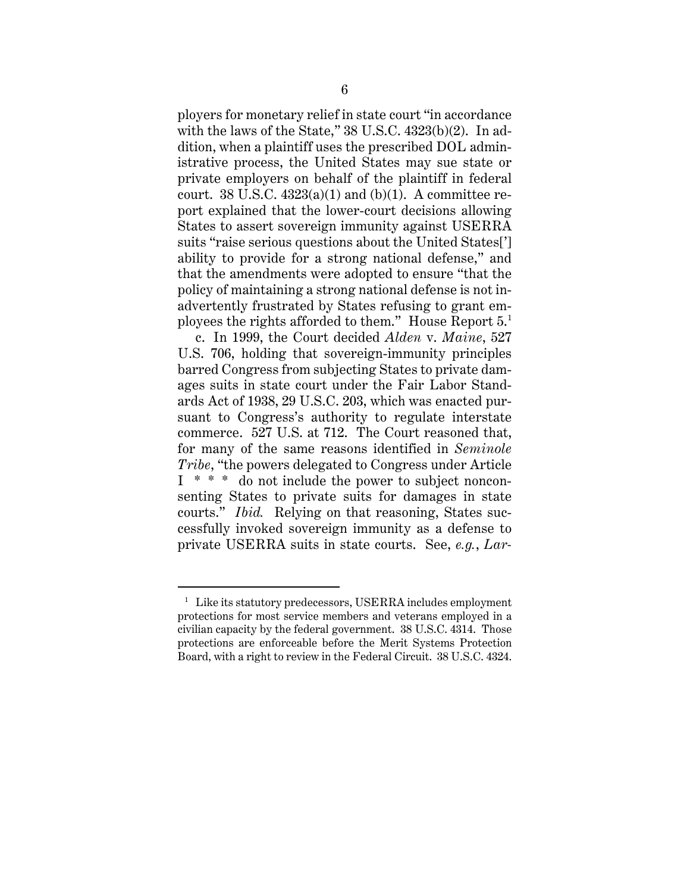ployers for monetary relief in state court "in accordance with the laws of the State," 38 U.S.C. 4323(b)(2). In addition, when a plaintiff uses the prescribed DOL administrative process, the United States may sue state or private employers on behalf of the plaintiff in federal court. 38 U.S.C. 4323(a)(1) and (b)(1). A committee report explained that the lower-court decisions allowing States to assert sovereign immunity against USERRA suits "raise serious questions about the United States['] ability to provide for a strong national defense," and that the amendments were adopted to ensure "that the policy of maintaining a strong national defense is not inadvertently frustrated by States refusing to grant employees the rights afforded to them." House Report 5.[1]

c. In 1999, the Court decided *Alden* v. *Maine*, 527 U.S. 706, holding that sovereign-immunity principles barred Congress from subjecting States to private damages suits in state court under the Fair Labor Standards Act of 1938, 29 U.S.C. 203, which was enacted pursuant to Congress's authority to regulate interstate commerce. 527 U.S. at 712. The Court reasoned that, for many of the same reasons identified in *Seminole Tribe*, "the powers delegated to Congress under Article I * * * do not include the power to subject nonconsenting States to private suits for damages in state courts." *Ibid.* Relying on that reasoning, States successfully invoked sovereign immunity as a defense to private USERRA suits in state courts. See, *e.g.*, *Lar-*

---

[1] Like its statutory predecessors, USERRA includes employment protections for most service members and veterans employed in a civilian capacity by the federal government. 38 U.S.C. 4314. Those protections are enforceable before the Merit Systems Protection Board, with a right to review in the Federal Circuit. 38 U.S.C. 4324.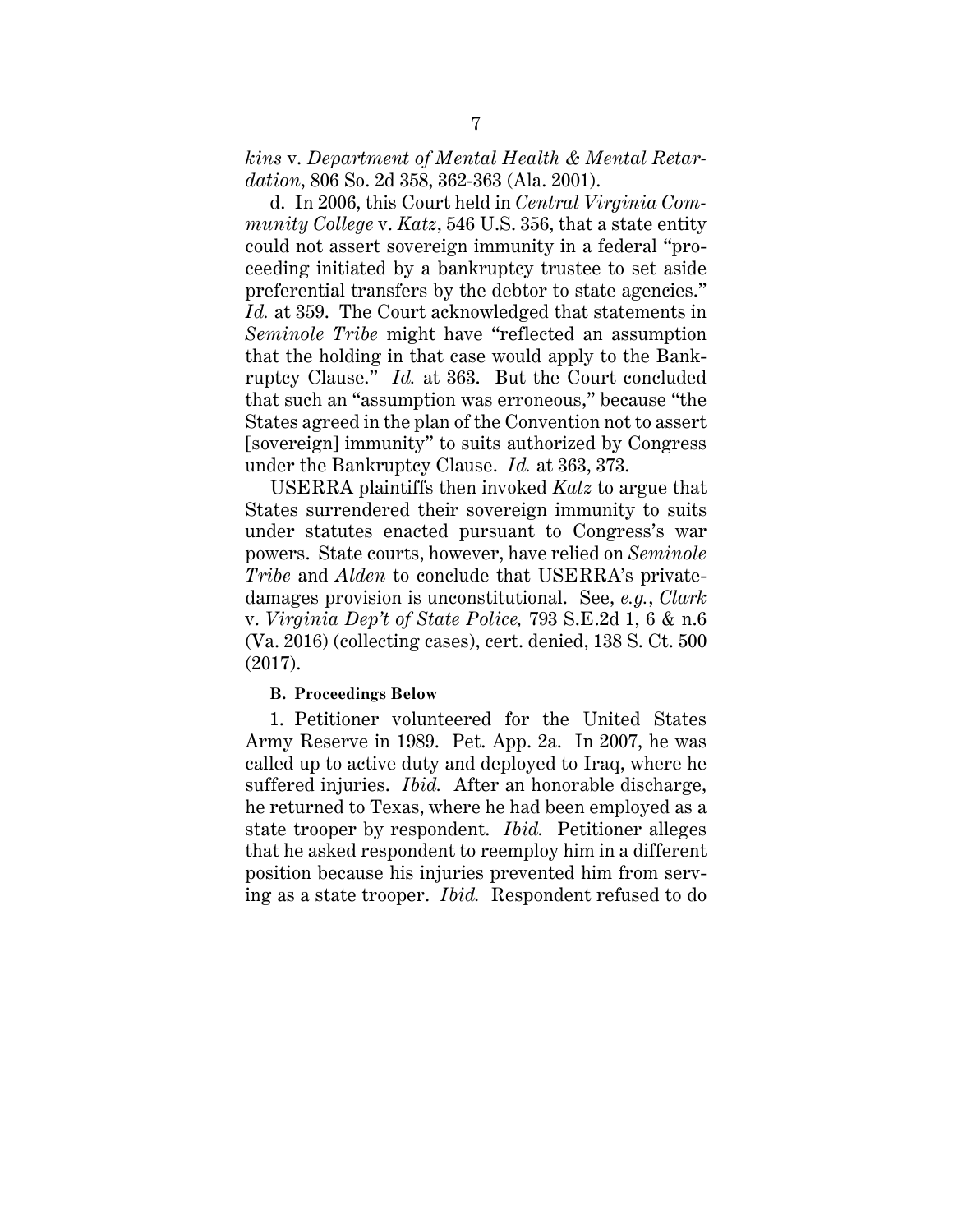*kins* v. *Department of Mental Health & Mental Retardation*, 806 So. 2d 358, 362-363 (Ala. 2001).

d. In 2006, this Court held in *Central Virginia Community College* v. *Katz*, 546 U.S. 356, that a state entity could not assert sovereign immunity in a federal "proceeding initiated by a bankruptcy trustee to set aside preferential transfers by the debtor to state agencies." *Id.* at 359. The Court acknowledged that statements in *Seminole Tribe* might have "reflected an assumption that the holding in that case would apply to the Bankruptcy Clause." *Id.* at 363. But the Court concluded that such an "assumption was erroneous," because "the States agreed in the plan of the Convention not to assert [sovereign] immunity" to suits authorized by Congress under the Bankruptcy Clause. *Id.* at 363, 373.

USERRA plaintiffs then invoked *Katz* to argue that States surrendered their sovereign immunity to suits under statutes enacted pursuant to Congress's war powers. State courts, however, have relied on *Seminole Tribe* and *Alden* to conclude that USERRA's private-damages provision is unconstitutional. See, *e.g.*, *Clark* v. *Virginia Dep't of State Police,* 793 S.E.2d 1, 6 & n.6 (Va. 2016) (collecting cases), cert. denied, 138 S. Ct. 500 (2017).

**B. Proceedings Below**

1. Petitioner volunteered for the United States Army Reserve in 1989. Pet. App. 2a. In 2007, he was called up to active duty and deployed to Iraq, where he suffered injuries. *Ibid.* After an honorable discharge, he returned to Texas, where he had been employed as a state trooper by respondent. *Ibid.* Petitioner alleges that he asked respondent to reemploy him in a different position because his injuries prevented him from serving as a state trooper. *Ibid.* Respondent refused to do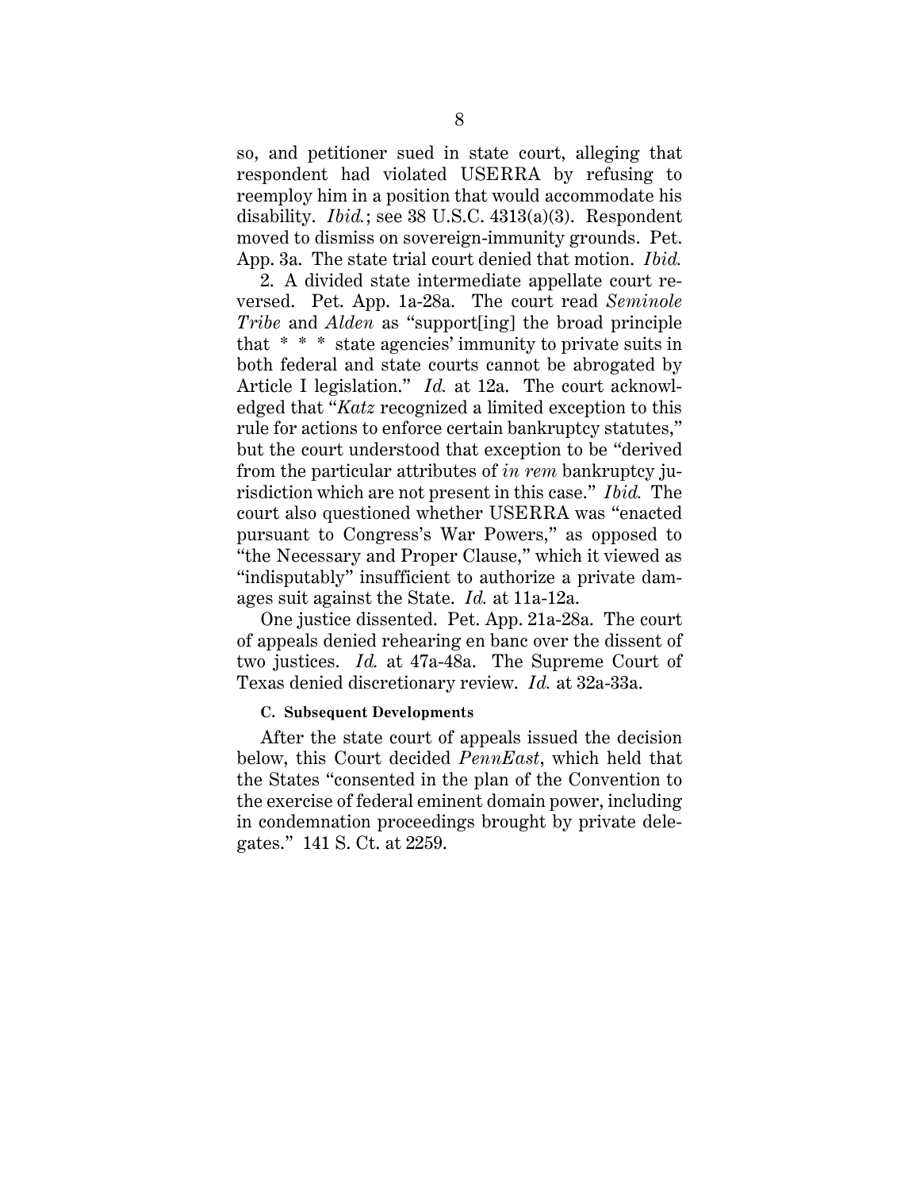so, and petitioner sued in state court, alleging that respondent had violated USERRA by refusing to reemploy him in a position that would accommodate his disability. *Ibid.*; see 38 U.S.C. 4313(a)(3). Respondent moved to dismiss on sovereign-immunity grounds. Pet. App. 3a. The state trial court denied that motion. *Ibid.*

2. A divided state intermediate appellate court reversed. Pet. App. 1a-28a. The court read *Seminole Tribe* and *Alden* as "support[ing] the broad principle that * * * state agencies' immunity to private suits in both federal and state courts cannot be abrogated by Article I legislation." *Id.* at 12a. The court acknowledged that "*Katz* recognized a limited exception to this rule for actions to enforce certain bankruptcy statutes," but the court understood that exception to be "derived from the particular attributes of *in rem* bankruptcy jurisdiction which are not present in this case." *Ibid.* The court also questioned whether USERRA was "enacted pursuant to Congress's War Powers," as opposed to "the Necessary and Proper Clause," which it viewed as "indisputably" insufficient to authorize a private damages suit against the State. *Id.* at 11a-12a.

One justice dissented. Pet. App. 21a-28a. The court of appeals denied rehearing en banc over the dissent of two justices. *Id.* at 47a-48a. The Supreme Court of Texas denied discretionary review. *Id.* at 32a-33a.

#### C. Subsequent Developments

After the state court of appeals issued the decision below, this Court decided *PennEast*, which held that the States "consented in the plan of the Convention to the exercise of federal eminent domain power, including in condemnation proceedings brought by private delegates." 141 S. Ct. at 2259.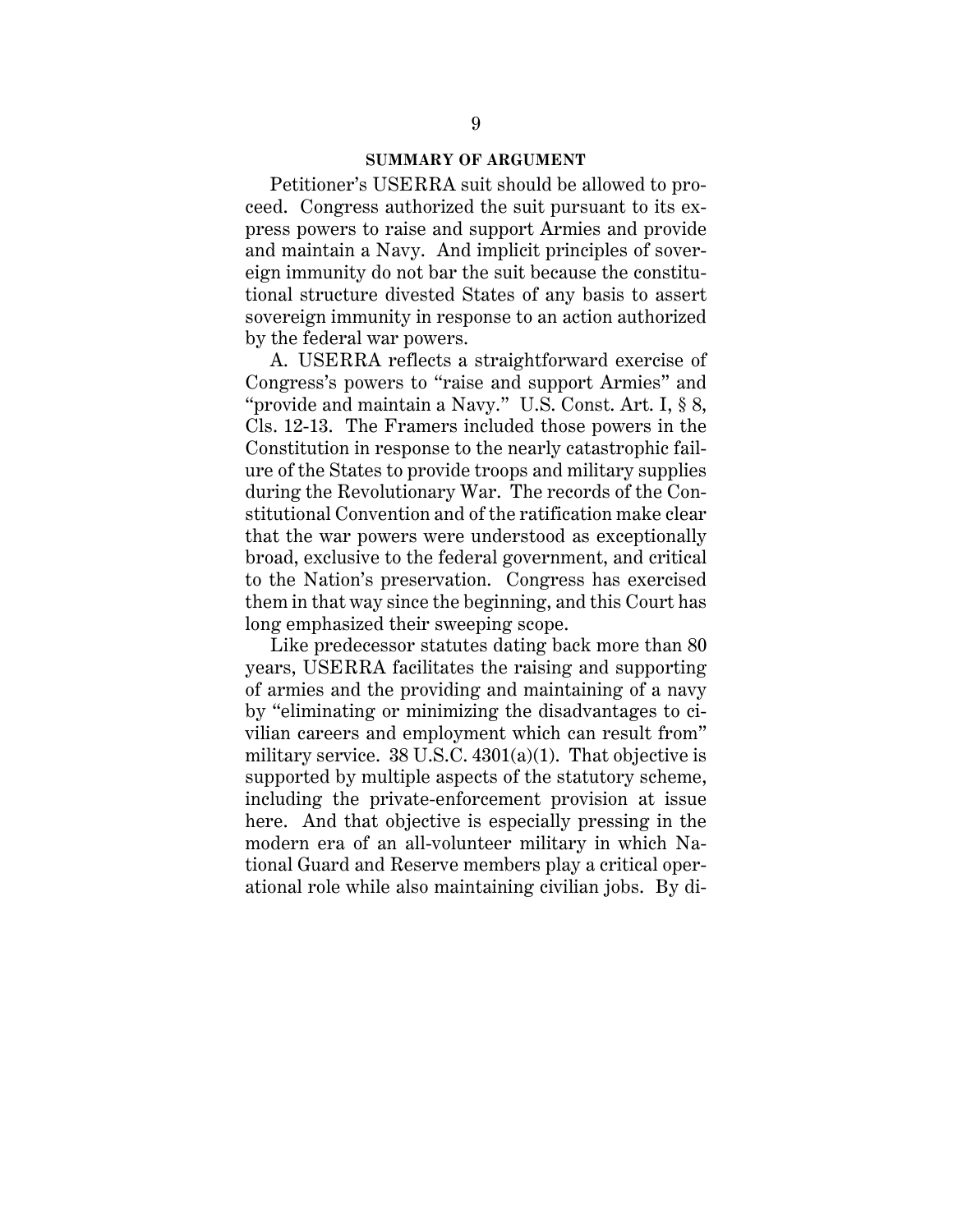## SUMMARY OF ARGUMENT

Petitioner's USERRA suit should be allowed to proceed. Congress authorized the suit pursuant to its express powers to raise and support Armies and provide and maintain a Navy. And implicit principles of sovereign immunity do not bar the suit because the constitutional structure divested States of any basis to assert sovereign immunity in response to an action authorized by the federal war powers.

A. USERRA reflects a straightforward exercise of Congress's powers to "raise and support Armies" and "provide and maintain a Navy." U.S. Const. Art. I, § 8, Cls. 12-13. The Framers included those powers in the Constitution in response to the nearly catastrophic failure of the States to provide troops and military supplies during the Revolutionary War. The records of the Constitutional Convention and of the ratification make clear that the war powers were understood as exceptionally broad, exclusive to the federal government, and critical to the Nation's preservation. Congress has exercised them in that way since the beginning, and this Court has long emphasized their sweeping scope.

Like predecessor statutes dating back more than 80 years, USERRA facilitates the raising and supporting of armies and the providing and maintaining of a navy by "eliminating or minimizing the disadvantages to civilian careers and employment which can result from" military service. 38 U.S.C. 4301(a)(1). That objective is supported by multiple aspects of the statutory scheme, including the private-enforcement provision at issue here. And that objective is especially pressing in the modern era of an all-volunteer military in which National Guard and Reserve members play a critical operational role while also maintaining civilian jobs. By di-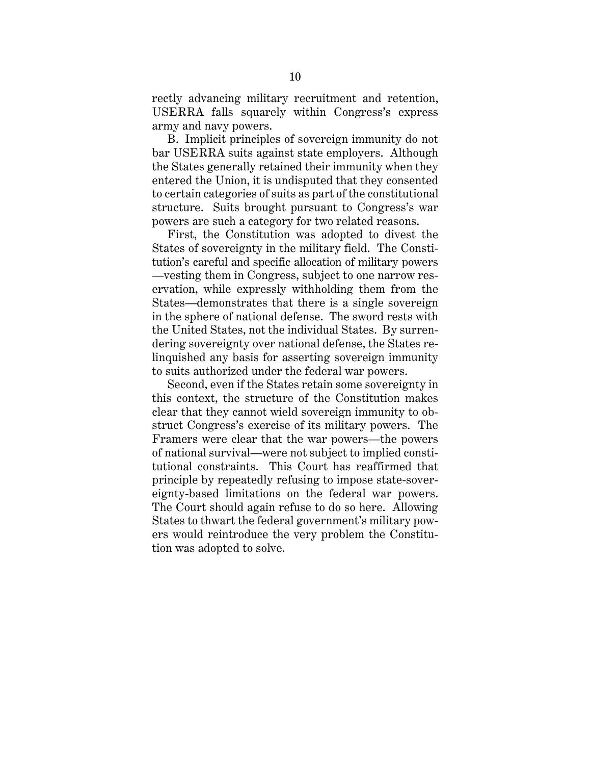rectly advancing military recruitment and retention, USERRA falls squarely within Congress's express army and navy powers.

B. Implicit principles of sovereign immunity do not bar USERRA suits against state employers. Although the States generally retained their immunity when they entered the Union, it is undisputed that they consented to certain categories of suits as part of the constitutional structure. Suits brought pursuant to Congress's war powers are such a category for two related reasons.

First, the Constitution was adopted to divest the States of sovereignty in the military field. The Constitution's careful and specific allocation of military powers—vesting them in Congress, subject to one narrow reservation, while expressly withholding them from the States—demonstrates that there is a single sovereign in the sphere of national defense. The sword rests with the United States, not the individual States. By surrendering sovereignty over national defense, the States relinquished any basis for asserting sovereign immunity to suits authorized under the federal war powers.

Second, even if the States retain some sovereignty in this context, the structure of the Constitution makes clear that they cannot wield sovereign immunity to obstruct Congress's exercise of its military powers. The Framers were clear that the war powers—the powers of national survival—were not subject to implied constitutional constraints. This Court has reaffirmed that principle by repeatedly refusing to impose state-sovereignty-based limitations on the federal war powers. The Court should again refuse to do so here. Allowing States to thwart the federal government's military powers would reintroduce the very problem the Constitution was adopted to solve.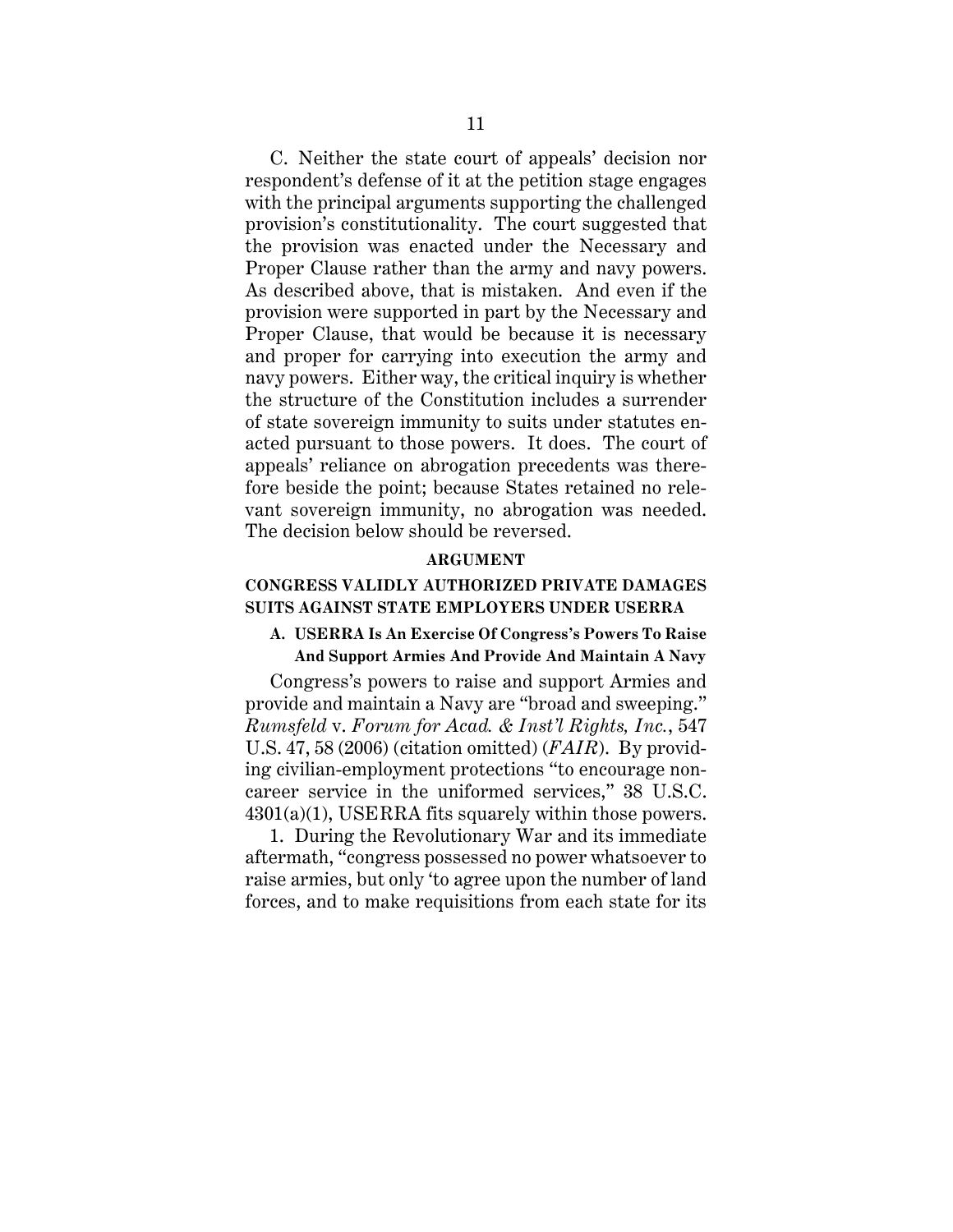C. Neither the state court of appeals' decision nor respondent's defense of it at the petition stage engages with the principal arguments supporting the challenged provision's constitutionality. The court suggested that the provision was enacted under the Necessary and Proper Clause rather than the army and navy powers. As described above, that is mistaken. And even if the provision were supported in part by the Necessary and Proper Clause, that would be because it is necessary and proper for carrying into execution the army and navy powers. Either way, the critical inquiry is whether the structure of the Constitution includes a surrender of state sovereign immunity to suits under statutes enacted pursuant to those powers. It does. The court of appeals' reliance on abrogation precedents was therefore beside the point; because States retained no relevant sovereign immunity, no abrogation was needed. The decision below should be reversed.

## ARGUMENT

### CONGRESS VALIDLY AUTHORIZED PRIVATE DAMAGES SUITS AGAINST STATE EMPLOYERS UNDER USERRA

#### A. USERRA Is An Exercise Of Congress's Powers To Raise And Support Armies And Provide And Maintain A Navy

Congress's powers to raise and support Armies and provide and maintain a Navy are "broad and sweeping." *Rumsfeld* v. *Forum for Acad. & Inst'l Rights, Inc.*, 547 U.S. 47, 58 (2006) (citation omitted) (*FAIR*). By providing civilian-employment protections "to encourage noncareer service in the uniformed services," 38 U.S.C. 4301(a)(1), USERRA fits squarely within those powers.

1. During the Revolutionary War and its immediate aftermath, "congress possessed no power whatsoever to raise armies, but only 'to agree upon the number of land forces, and to make requisitions from each state for its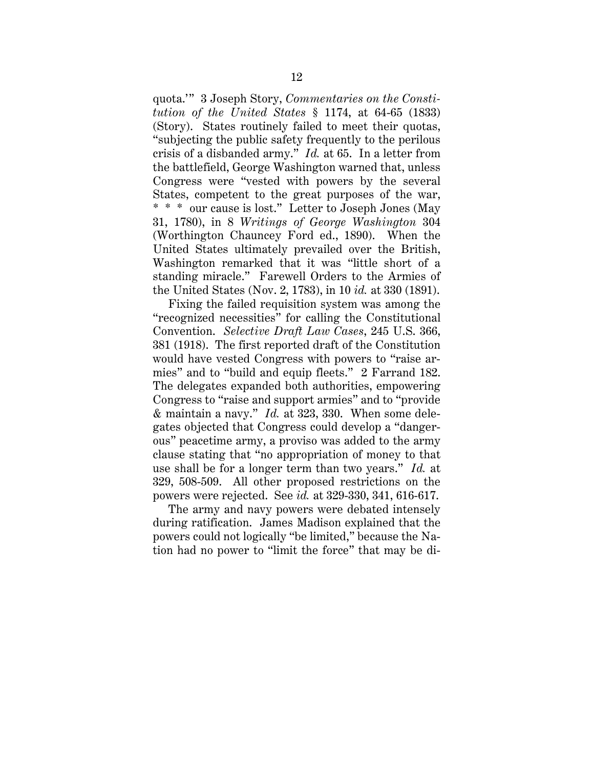quota.'" 3 Joseph Story, *Commentaries on the Constitution of the United States* § 1174, at 64-65 (1833) (Story). States routinely failed to meet their quotas, "subjecting the public safety frequently to the perilous crisis of a disbanded army." *Id.* at 65. In a letter from the battlefield, George Washington warned that, unless Congress were "vested with powers by the several States, competent to the great purposes of the war, * * * our cause is lost." Letter to Joseph Jones (May 31, 1780), in 8 *Writings of George Washington* 304 (Worthington Chauncey Ford ed., 1890). When the United States ultimately prevailed over the British, Washington remarked that it was "little short of a standing miracle." Farewell Orders to the Armies of the United States (Nov. 2, 1783), in 10 *id.* at 330 (1891).

Fixing the failed requisition system was among the "recognized necessities" for calling the Constitutional Convention. *Selective Draft Law Cases*, 245 U.S. 366, 381 (1918). The first reported draft of the Constitution would have vested Congress with powers to "raise armies" and to "build and equip fleets." 2 Farrand 182. The delegates expanded both authorities, empowering Congress to "raise and support armies" and to "provide & maintain a navy." *Id.* at 323, 330. When some delegates objected that Congress could develop a "dangerous" peacetime army, a proviso was added to the army clause stating that "no appropriation of money to that use shall be for a longer term than two years." *Id.* at 329, 508-509. All other proposed restrictions on the powers were rejected. See *id.* at 329-330, 341, 616-617.

The army and navy powers were debated intensely during ratification. James Madison explained that the powers could not logically "be limited," because the Nation had no power to "limit the force" that may be di-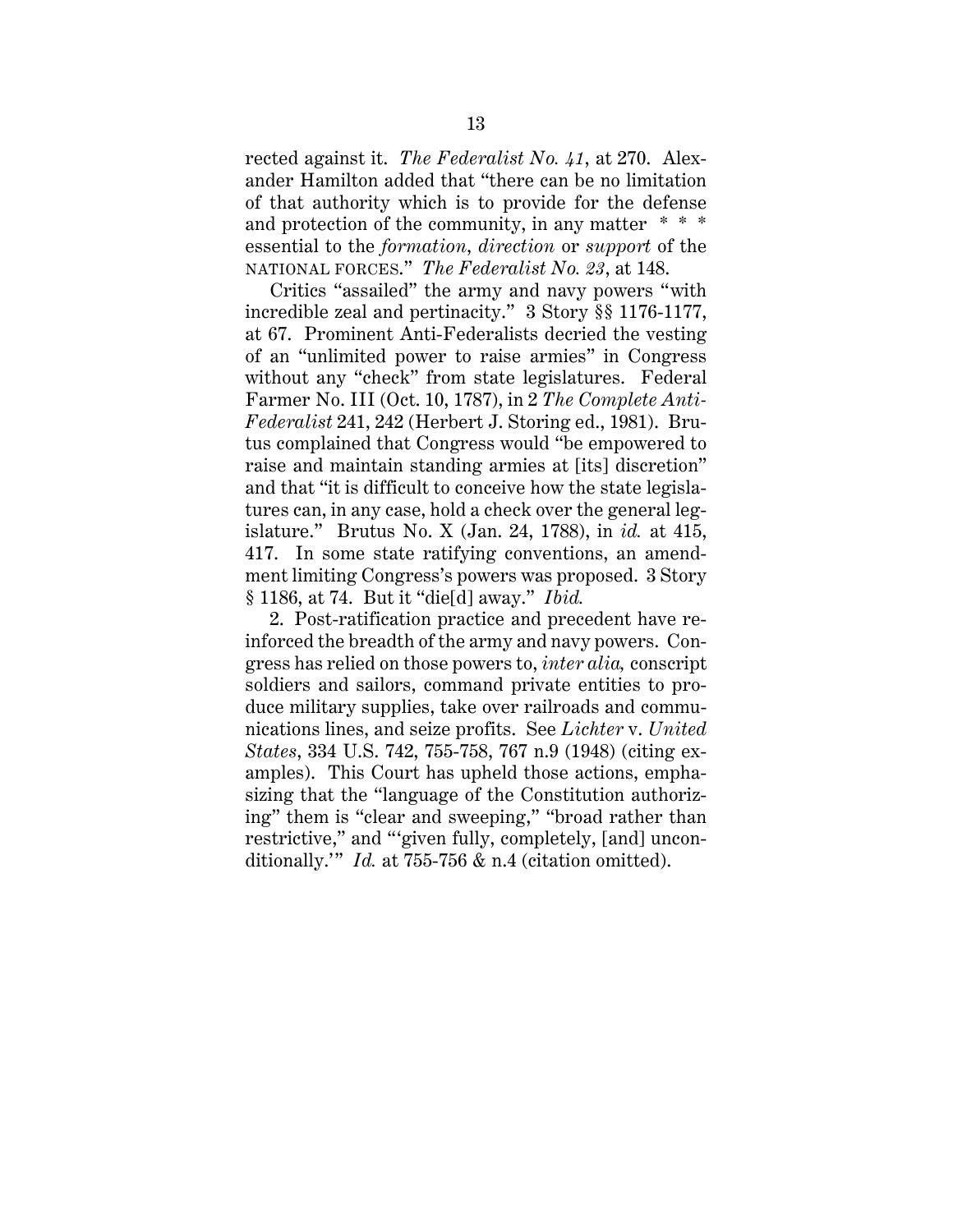rected against it. *The Federalist No. 41*, at 270. Alexander Hamilton added that "there can be no limitation of that authority which is to provide for the defense and protection of the community, in any matter * * * essential to the *formation*, *direction* or *support* of the NATIONAL FORCES." *The Federalist No. 23*, at 148.

Critics "assailed" the army and navy powers "with incredible zeal and pertinacity." 3 Story §§ 1176-1177, at 67. Prominent Anti-Federalists decried the vesting of an "unlimited power to raise armies" in Congress without any "check" from state legislatures. Federal Farmer No. III (Oct. 10, 1787), in 2 *The Complete Anti-Federalist* 241, 242 (Herbert J. Storing ed., 1981). Brutus complained that Congress would "be empowered to raise and maintain standing armies at [its] discretion" and that "it is difficult to conceive how the state legislatures can, in any case, hold a check over the general legislature." Brutus No. X (Jan. 24, 1788), in *id.* at 415, 417. In some state ratifying conventions, an amendment limiting Congress's powers was proposed. 3 Story § 1186, at 74. But it "die[d] away." *Ibid.*

2. Post-ratification practice and precedent have reinforced the breadth of the army and navy powers. Congress has relied on those powers to, *inter alia,* conscript soldiers and sailors, command private entities to produce military supplies, take over railroads and communications lines, and seize profits. See *Lichter* v. *United States*, 334 U.S. 742, 755-758, 767 n.9 (1948) (citing examples). This Court has upheld those actions, emphasizing that the "language of the Constitution authorizing" them is "clear and sweeping," "broad rather than restrictive," and "'given fully, completely, [and] unconditionally.'" *Id.* at 755-756 & n.4 (citation omitted).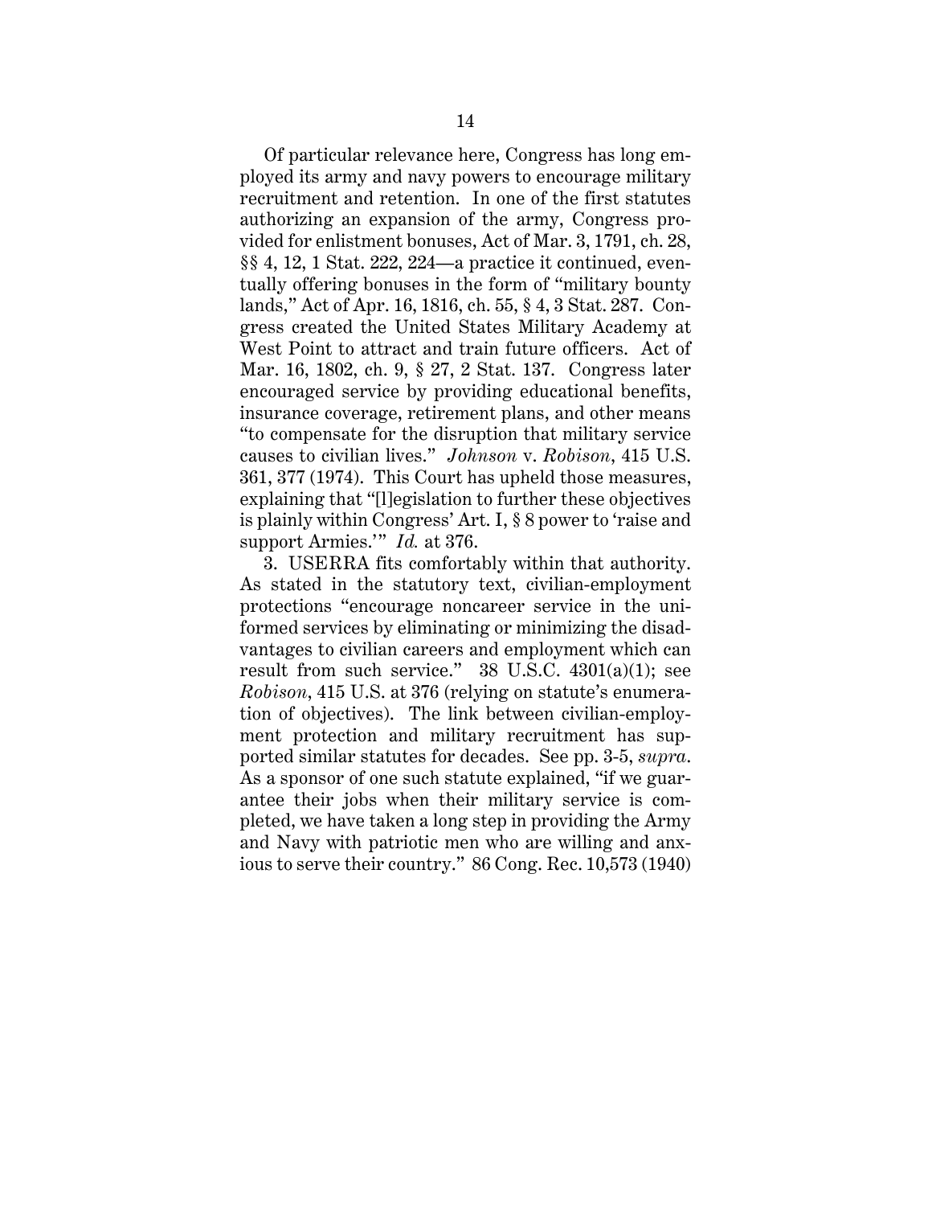Of particular relevance here, Congress has long employed its army and navy powers to encourage military recruitment and retention. In one of the first statutes authorizing an expansion of the army, Congress provided for enlistment bonuses, Act of Mar. 3, 1791, ch. 28, §§ 4, 12, 1 Stat. 222, 224—a practice it continued, eventually offering bonuses in the form of "military bounty lands," Act of Apr. 16, 1816, ch. 55, § 4, 3 Stat. 287. Congress created the United States Military Academy at West Point to attract and train future officers. Act of Mar. 16, 1802, ch. 9, § 27, 2 Stat. 137. Congress later encouraged service by providing educational benefits, insurance coverage, retirement plans, and other means "to compensate for the disruption that military service causes to civilian lives." *Johnson* v. *Robison*, 415 U.S. 361, 377 (1974). This Court has upheld those measures, explaining that "[l]egislation to further these objectives is plainly within Congress' Art. I, § 8 power to 'raise and support Armies.'" *Id.* at 376.

3. USERRA fits comfortably within that authority. As stated in the statutory text, civilian-employment protections "encourage noncareer service in the uniformed services by eliminating or minimizing the disadvantages to civilian careers and employment which can result from such service." 38 U.S.C. 4301(a)(1); see *Robison*, 415 U.S. at 376 (relying on statute's enumeration of objectives). The link between civilian-employment protection and military recruitment has supported similar statutes for decades. See pp. 3-5, *supra*. As a sponsor of one such statute explained, "if we guarantee their jobs when their military service is completed, we have taken a long step in providing the Army and Navy with patriotic men who are willing and anxious to serve their country." 86 Cong. Rec. 10,573 (1940)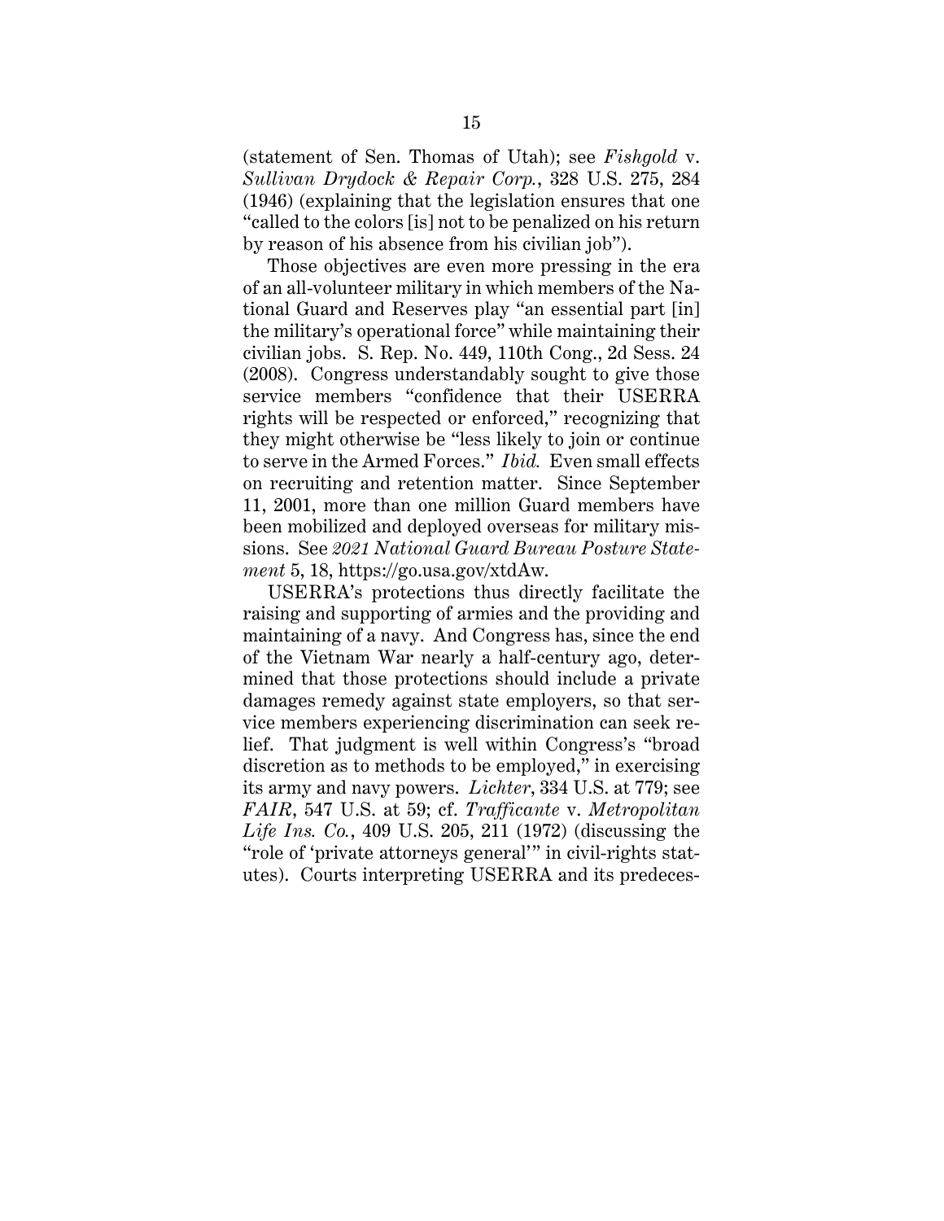(statement of Sen. Thomas of Utah); see *Fishgold* v. *Sullivan Drydock & Repair Corp.*, 328 U.S. 275, 284 (1946) (explaining that the legislation ensures that one "called to the colors [is] not to be penalized on his return by reason of his absence from his civilian job").

Those objectives are even more pressing in the era of an all-volunteer military in which members of the National Guard and Reserves play "an essential part [in] the military's operational force" while maintaining their civilian jobs. S. Rep. No. 449, 110th Cong., 2d Sess. 24 (2008). Congress understandably sought to give those service members "confidence that their USERRA rights will be respected or enforced," recognizing that they might otherwise be "less likely to join or continue to serve in the Armed Forces." *Ibid.* Even small effects on recruiting and retention matter. Since September 11, 2001, more than one million Guard members have been mobilized and deployed overseas for military missions. See *2021 National Guard Bureau Posture Statement* 5, 18, https://go.usa.gov/xtdAw.

USERRA's protections thus directly facilitate the raising and supporting of armies and the providing and maintaining of a navy. And Congress has, since the end of the Vietnam War nearly a half-century ago, determined that those protections should include a private damages remedy against state employers, so that service members experiencing discrimination can seek relief. That judgment is well within Congress's "broad discretion as to methods to be employed," in exercising its army and navy powers. *Lichter*, 334 U.S. at 779; see *FAIR*, 547 U.S. at 59; cf. *Trafficante* v. *Metropolitan Life Ins. Co.*, 409 U.S. 205, 211 (1972) (discussing the "role of 'private attorneys general'" in civil-rights statutes). Courts interpreting USERRA and its predeces-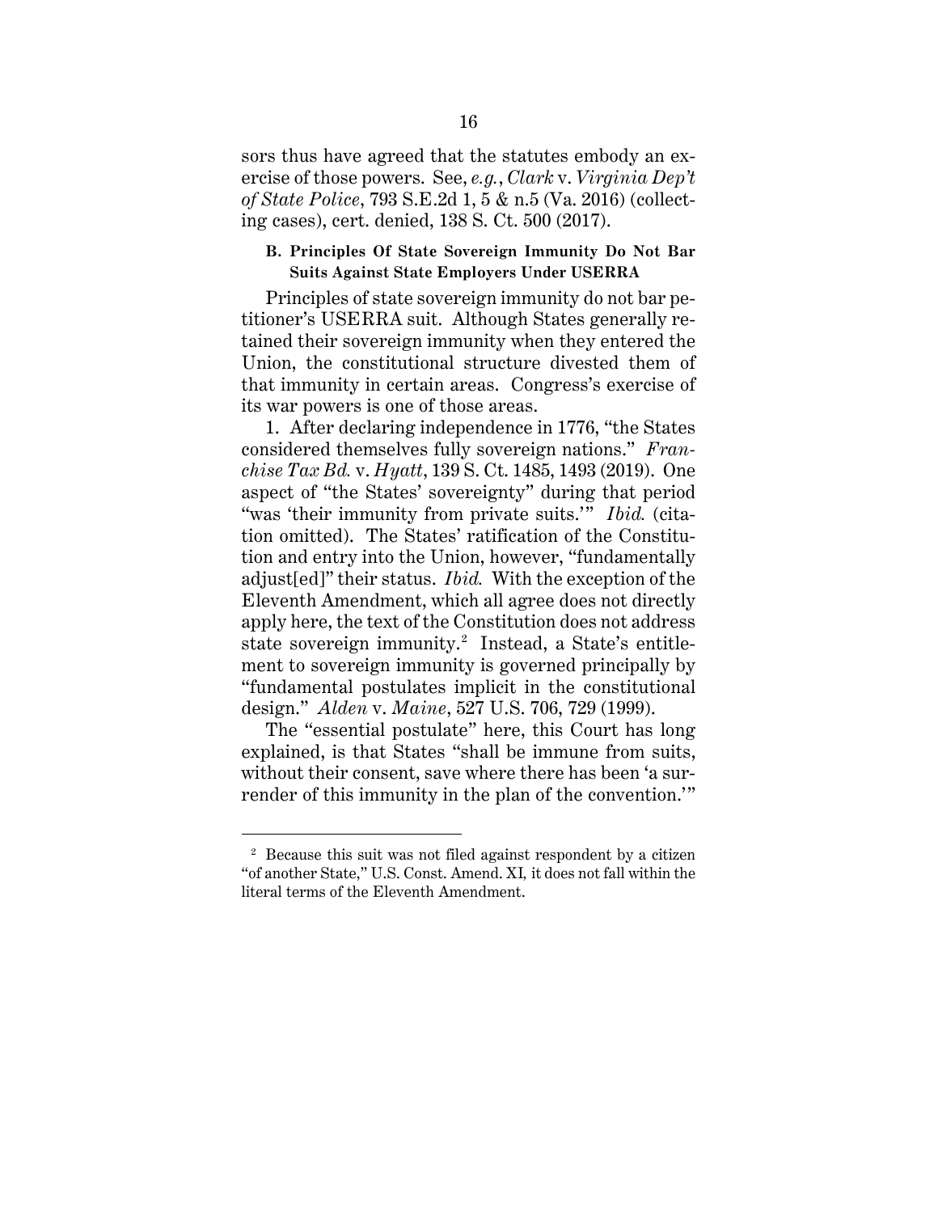sors thus have agreed that the statutes embody an exercise of those powers. See, *e.g.*, *Clark* v. *Virginia Dep't of State Police*, 793 S.E.2d 1, 5 & n.5 (Va. 2016) (collecting cases), cert. denied, 138 S. Ct. 500 (2017).

### B. Principles Of State Sovereign Immunity Do Not Bar Suits Against State Employers Under USERRA

Principles of state sovereign immunity do not bar petitioner's USERRA suit. Although States generally retained their sovereign immunity when they entered the Union, the constitutional structure divested them of that immunity in certain areas. Congress's exercise of its war powers is one of those areas.

1. After declaring independence in 1776, "the States considered themselves fully sovereign nations." *Franchise Tax Bd.* v. *Hyatt*, 139 S. Ct. 1485, 1493 (2019). One aspect of "the States' sovereignty" during that period "was 'their immunity from private suits.'" *Ibid.* (citation omitted). The States' ratification of the Constitution and entry into the Union, however, "fundamentally adjust[ed]" their status. *Ibid.* With the exception of the Eleventh Amendment, which all agree does not directly apply here, the text of the Constitution does not address state sovereign immunity.[2] Instead, a State's entitlement to sovereign immunity is governed principally by "fundamental postulates implicit in the constitutional design." *Alden* v. *Maine*, 527 U.S. 706, 729 (1999).

The "essential postulate" here, this Court has long explained, is that States "shall be immune from suits, without their consent, save where there has been 'a surrender of this immunity in the plan of the convention.'"

[2] Because this suit was not filed against respondent by a citizen "of another State," U.S. Const. Amend. XI, it does not fall within the literal terms of the Eleventh Amendment.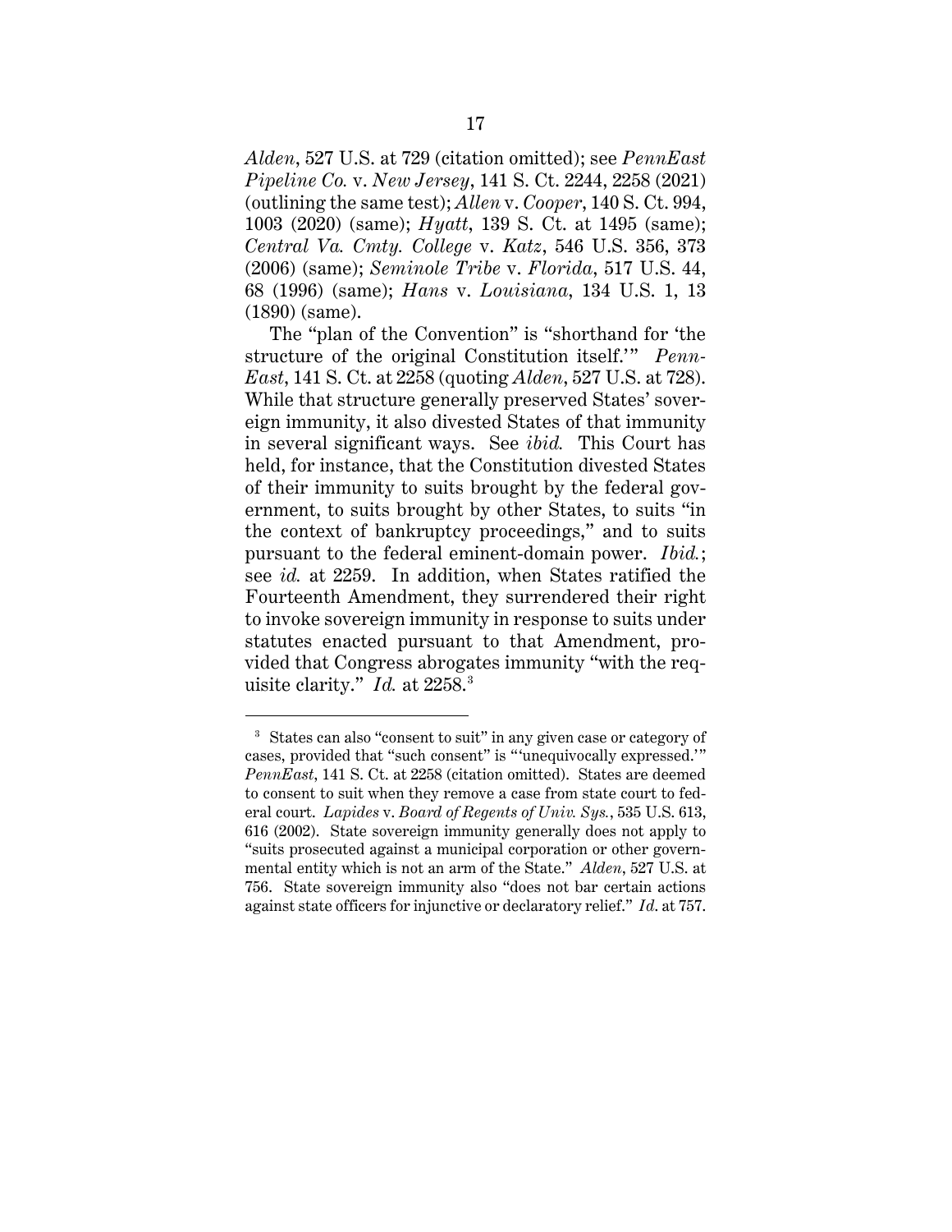*Alden*, 527 U.S. at 729 (citation omitted); see *PennEast Pipeline Co.* v. *New Jersey*, 141 S. Ct. 2244, 2258 (2021) (outlining the same test); *Allen* v. *Cooper*, 140 S. Ct. 994, 1003 (2020) (same); *Hyatt*, 139 S. Ct. at 1495 (same); *Central Va. Cmty. College* v. *Katz*, 546 U.S. 356, 373 (2006) (same); *Seminole Tribe* v. *Florida*, 517 U.S. 44, 68 (1996) (same); *Hans* v. *Louisiana*, 134 U.S. 1, 13 (1890) (same).

The "plan of the Convention" is "shorthand for 'the structure of the original Constitution itself.'" *PennEast*, 141 S. Ct. at 2258 (quoting *Alden*, 527 U.S. at 728). While that structure generally preserved States' sovereign immunity, it also divested States of that immunity in several significant ways. See *ibid.* This Court has held, for instance, that the Constitution divested States of their immunity to suits brought by the federal government, to suits brought by other States, to suits "in the context of bankruptcy proceedings," and to suits pursuant to the federal eminent-domain power. *Ibid.*; see *id.* at 2259. In addition, when States ratified the Fourteenth Amendment, they surrendered their right to invoke sovereign immunity in response to suits under statutes enacted pursuant to that Amendment, provided that Congress abrogates immunity "with the requisite clarity." *Id.* at 2258.[3]

---

[3] States can also "consent to suit" in any given case or category of cases, provided that "such consent" is "'unequivocally expressed.'" *PennEast*, 141 S. Ct. at 2258 (citation omitted). States are deemed to consent to suit when they remove a case from state court to federal court. *Lapides* v. *Board of Regents of Univ. Sys.*, 535 U.S. 613, 616 (2002). State sovereign immunity generally does not apply to "suits prosecuted against a municipal corporation or other governmental entity which is not an arm of the State." *Alden*, 527 U.S. at 756. State sovereign immunity also "does not bar certain actions against state officers for injunctive or declaratory relief." *Id.* at 757.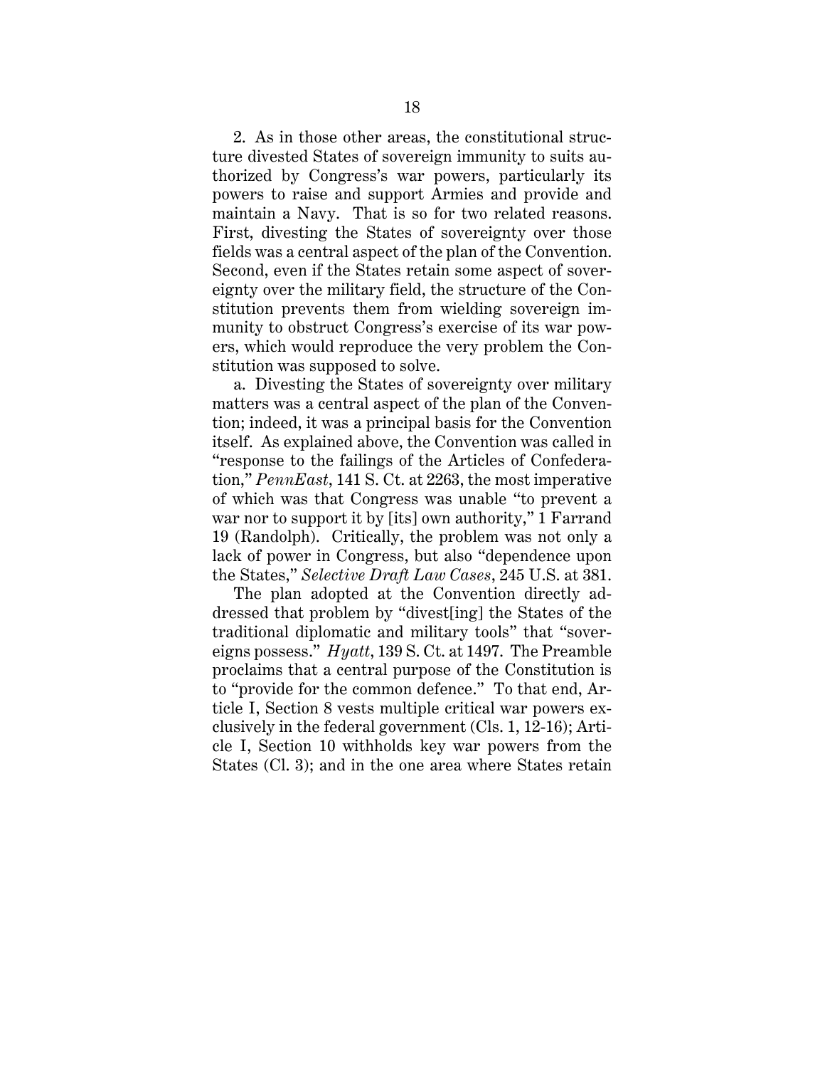2. As in those other areas, the constitutional structure divested States of sovereign immunity to suits authorized by Congress's war powers, particularly its powers to raise and support Armies and provide and maintain a Navy. That is so for two related reasons. First, divesting the States of sovereignty over those fields was a central aspect of the plan of the Convention. Second, even if the States retain some aspect of sovereignty over the military field, the structure of the Constitution prevents them from wielding sovereign immunity to obstruct Congress's exercise of its war powers, which would reproduce the very problem the Constitution was supposed to solve.

a. Divesting the States of sovereignty over military matters was a central aspect of the plan of the Convention; indeed, it was a principal basis for the Convention itself. As explained above, the Convention was called in "response to the failings of the Articles of Confederation," *PennEast*, 141 S. Ct. at 2263, the most imperative of which was that Congress was unable "to prevent a war nor to support it by [its] own authority," 1 Farrand 19 (Randolph). Critically, the problem was not only a lack of power in Congress, but also "dependence upon the States," *Selective Draft Law Cases*, 245 U.S. at 381.

The plan adopted at the Convention directly addressed that problem by "divest[ing] the States of the traditional diplomatic and military tools" that "sovereigns possess." *Hyatt*, 139 S. Ct. at 1497. The Preamble proclaims that a central purpose of the Constitution is to "provide for the common defence." To that end, Article I, Section 8 vests multiple critical war powers exclusively in the federal government (Cls. 1, 12-16); Article I, Section 10 withholds key war powers from the States (Cl. 3); and in the one area where States retain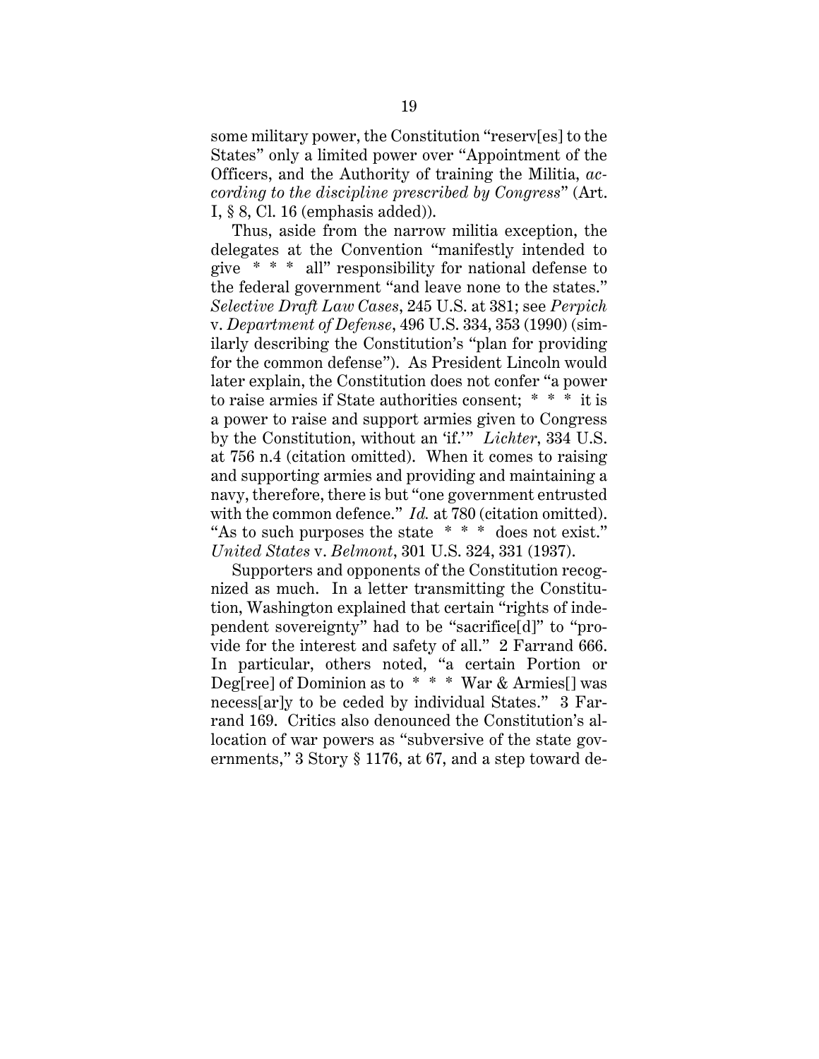some military power, the Constitution "reserv[es] to the States" only a limited power over "Appointment of the Officers, and the Authority of training the Militia, *according to the discipline prescribed by Congress*" (Art. I, § 8, Cl. 16 (emphasis added)).

Thus, aside from the narrow militia exception, the delegates at the Convention "manifestly intended to give * * * all" responsibility for national defense to the federal government "and leave none to the states." *Selective Draft Law Cases*, 245 U.S. at 381; see *Perpich* v. *Department of Defense*, 496 U.S. 334, 353 (1990) (similarly describing the Constitution's "plan for providing for the common defense"). As President Lincoln would later explain, the Constitution does not confer "a power to raise armies if State authorities consent; * * * it is a power to raise and support armies given to Congress by the Constitution, without an 'if.'" *Lichter*, 334 U.S. at 756 n.4 (citation omitted). When it comes to raising and supporting armies and providing and maintaining a navy, therefore, there is but "one government entrusted with the common defence." *Id.* at 780 (citation omitted). "As to such purposes the state * * * does not exist." *United States* v. *Belmont*, 301 U.S. 324, 331 (1937).

Supporters and opponents of the Constitution recognized as much. In a letter transmitting the Constitution, Washington explained that certain "rights of independent sovereignty" had to be "sacrifice[d]" to "provide for the interest and safety of all." 2 Farrand 666. In particular, others noted, "a certain Portion or Deg[ree] of Dominion as to * * * War & Armies[] was necess[ar]y to be ceded by individual States." 3 Farrand 169. Critics also denounced the Constitution's allocation of war powers as "subversive of the state governments," 3 Story § 1176, at 67, and a step toward de-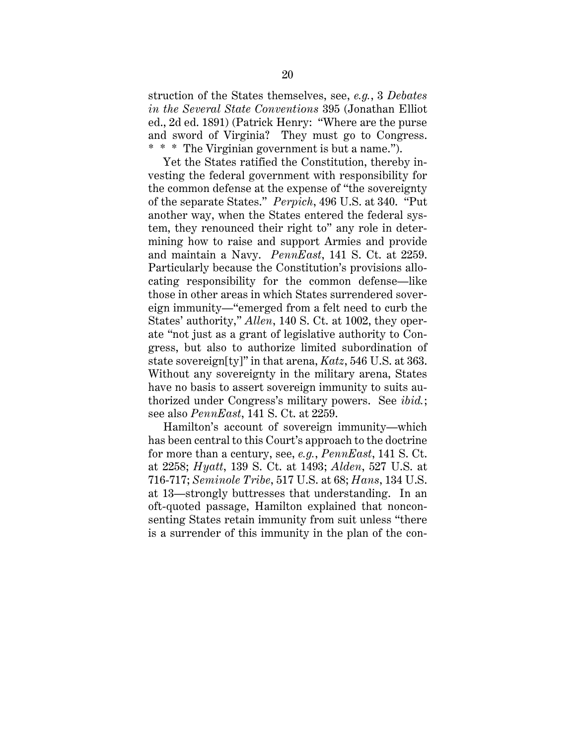struction of the States themselves, see, *e.g.*, 3 *Debates in the Several State Conventions* 395 (Jonathan Elliot ed., 2d ed. 1891) (Patrick Henry: "Where are the purse and sword of Virginia? They must go to Congress. * * * The Virginian government is but a name.").

Yet the States ratified the Constitution, thereby investing the federal government with responsibility for the common defense at the expense of "the sovereignty of the separate States." *Perpich*, 496 U.S. at 340. "Put another way, when the States entered the federal system, they renounced their right to" any role in determining how to raise and support Armies and provide and maintain a Navy. *PennEast*, 141 S. Ct. at 2259. Particularly because the Constitution's provisions allocating responsibility for the common defense—like those in other areas in which States surrendered sovereign immunity—"emerged from a felt need to curb the States' authority," *Allen*, 140 S. Ct. at 1002, they operate "not just as a grant of legislative authority to Congress, but also to authorize limited subordination of state sovereign[ty]" in that arena, *Katz*, 546 U.S. at 363. Without any sovereignty in the military arena, States have no basis to assert sovereign immunity to suits authorized under Congress's military powers. See *ibid.*; see also *PennEast*, 141 S. Ct. at 2259.

Hamilton's account of sovereign immunity—which has been central to this Court's approach to the doctrine for more than a century, see, *e.g.*, *PennEast*, 141 S. Ct. at 2258; *Hyatt*, 139 S. Ct. at 1493; *Alden*, 527 U.S. at 716-717; *Seminole Tribe*, 517 U.S. at 68; *Hans*, 134 U.S. at 13—strongly buttresses that understanding. In an oft-quoted passage, Hamilton explained that nonconsenting States retain immunity from suit unless "there is a surrender of this immunity in the plan of the con-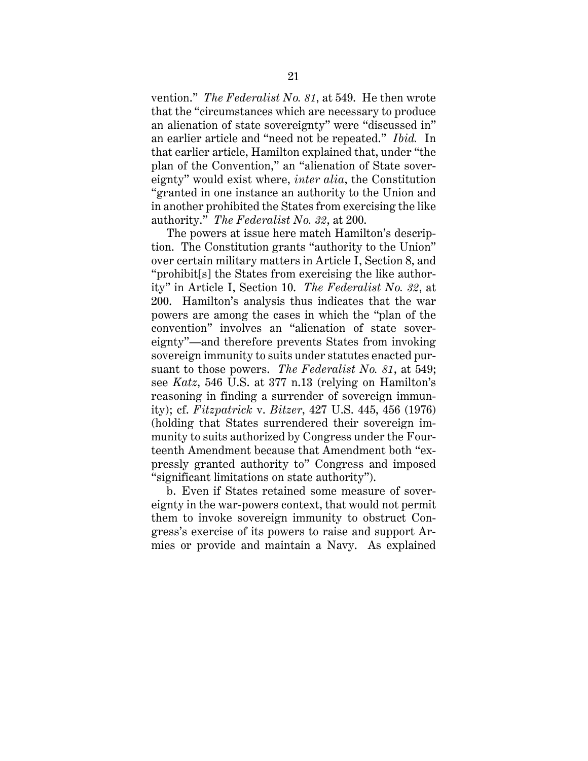vention." *The Federalist No. 81*, at 549. He then wrote that the "circumstances which are necessary to produce an alienation of state sovereignty" were "discussed in" an earlier article and "need not be repeated." *Ibid.* In that earlier article, Hamilton explained that, under "the plan of the Convention," an "alienation of State sovereignty" would exist where, *inter alia*, the Constitution "granted in one instance an authority to the Union and in another prohibited the States from exercising the like authority." *The Federalist No. 32*, at 200.

The powers at issue here match Hamilton's description. The Constitution grants "authority to the Union" over certain military matters in Article I, Section 8, and "prohibit[s] the States from exercising the like authority" in Article I, Section 10. *The Federalist No. 32*, at 200. Hamilton's analysis thus indicates that the war powers are among the cases in which the "plan of the convention" involves an "alienation of state sovereignty"—and therefore prevents States from invoking sovereign immunity to suits under statutes enacted pursuant to those powers. *The Federalist No. 81*, at 549; see *Katz*, 546 U.S. at 377 n.13 (relying on Hamilton's reasoning in finding a surrender of sovereign immunity); cf. *Fitzpatrick* v. *Bitzer*, 427 U.S. 445, 456 (1976) (holding that States surrendered their sovereign immunity to suits authorized by Congress under the Fourteenth Amendment because that Amendment both "expressly granted authority to" Congress and imposed "significant limitations on state authority").

b. Even if States retained some measure of sovereignty in the war-powers context, that would not permit them to invoke sovereign immunity to obstruct Congress's exercise of its powers to raise and support Armies or provide and maintain a Navy. As explained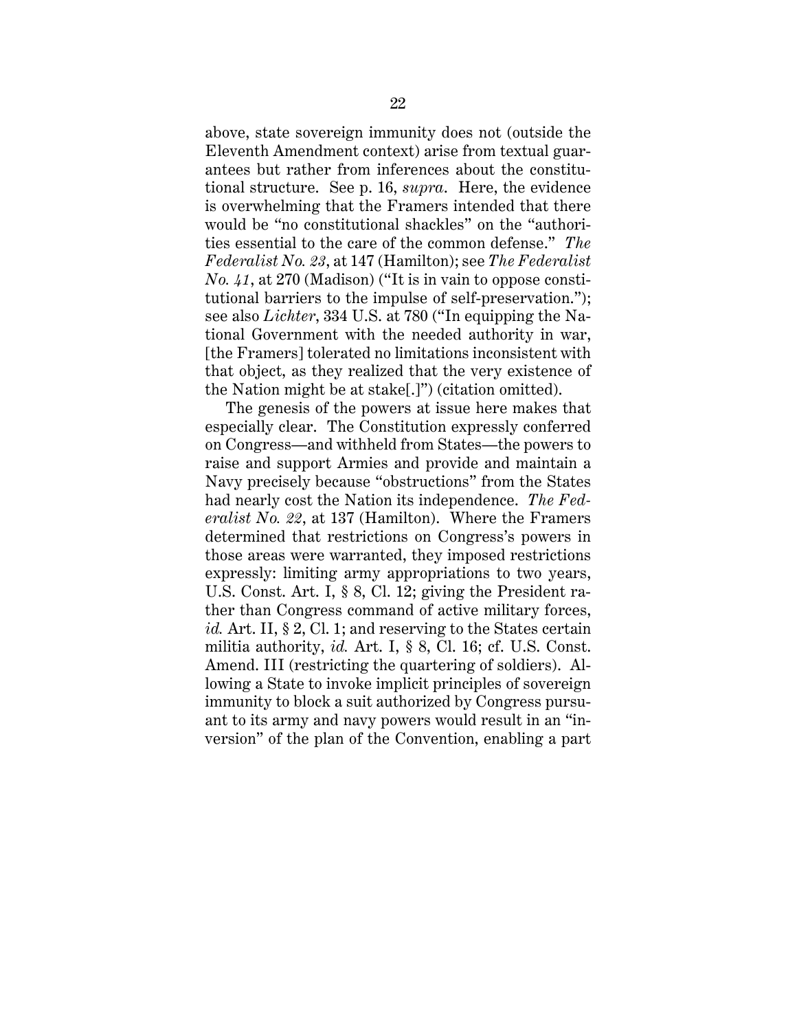above, state sovereign immunity does not (outside the Eleventh Amendment context) arise from textual guarantees but rather from inferences about the constitutional structure. See p. 16, *supra*. Here, the evidence is overwhelming that the Framers intended that there would be "no constitutional shackles" on the "authorities essential to the care of the common defense." *The Federalist No. 23*, at 147 (Hamilton); see *The Federalist No. 41*, at 270 (Madison) ("It is in vain to oppose constitutional barriers to the impulse of self-preservation."); see also *Lichter*, 334 U.S. at 780 ("In equipping the National Government with the needed authority in war, [the Framers] tolerated no limitations inconsistent with that object, as they realized that the very existence of the Nation might be at stake[.]") (citation omitted).

The genesis of the powers at issue here makes that especially clear. The Constitution expressly conferred on Congress—and withheld from States—the powers to raise and support Armies and provide and maintain a Navy precisely because "obstructions" from the States had nearly cost the Nation its independence. *The Federalist No. 22*, at 137 (Hamilton). Where the Framers determined that restrictions on Congress's powers in those areas were warranted, they imposed restrictions expressly: limiting army appropriations to two years, U.S. Const. Art. I, § 8, Cl. 12; giving the President rather than Congress command of active military forces, *id.* Art. II, § 2, Cl. 1; and reserving to the States certain militia authority, *id.* Art. I, § 8, Cl. 16; cf. U.S. Const. Amend. III (restricting the quartering of soldiers). Allowing a State to invoke implicit principles of sovereign immunity to block a suit authorized by Congress pursuant to its army and navy powers would result in an "inversion" of the plan of the Convention, enabling a part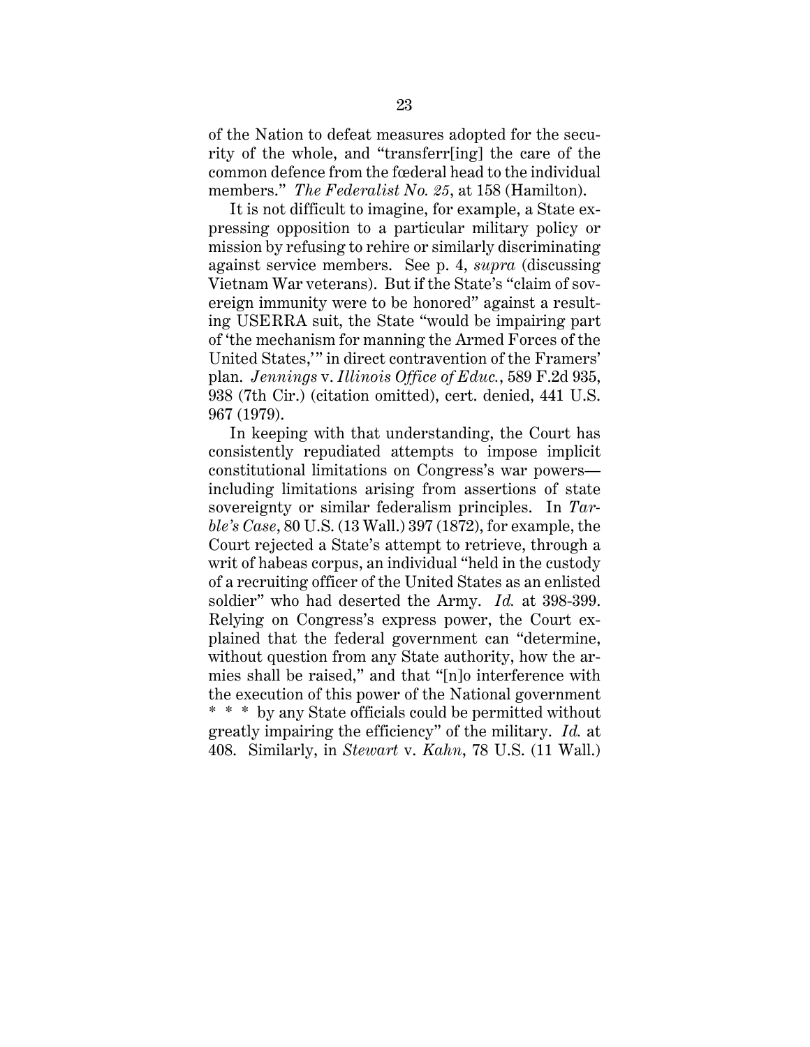of the Nation to defeat measures adopted for the security of the whole, and "transferr[ing] the care of the common defence from the fœderal head to the individual members." *The Federalist No. 25*, at 158 (Hamilton).

It is not difficult to imagine, for example, a State expressing opposition to a particular military policy or mission by refusing to rehire or similarly discriminating against service members. See p. 4, *supra* (discussing Vietnam War veterans). But if the State's "claim of sovereign immunity were to be honored" against a resulting USERRA suit, the State "would be impairing part of 'the mechanism for manning the Armed Forces of the United States,'" in direct contravention of the Framers' plan. *Jennings* v. *Illinois Office of Educ.*, 589 F.2d 935, 938 (7th Cir.) (citation omitted), cert. denied, 441 U.S. 967 (1979).

In keeping with that understanding, the Court has consistently repudiated attempts to impose implicit constitutional limitations on Congress's war powers—including limitations arising from assertions of state sovereignty or similar federalism principles. In *Tarble's Case*, 80 U.S. (13 Wall.) 397 (1872), for example, the Court rejected a State's attempt to retrieve, through a writ of habeas corpus, an individual "held in the custody of a recruiting officer of the United States as an enlisted soldier" who had deserted the Army. *Id.* at 398-399. Relying on Congress's express power, the Court explained that the federal government can "determine, without question from any State authority, how the armies shall be raised," and that "[n]o interference with the execution of this power of the National government * * * by any State officials could be permitted without greatly impairing the efficiency" of the military. *Id.* at 408. Similarly, in *Stewart* v. *Kahn*, 78 U.S. (11 Wall.)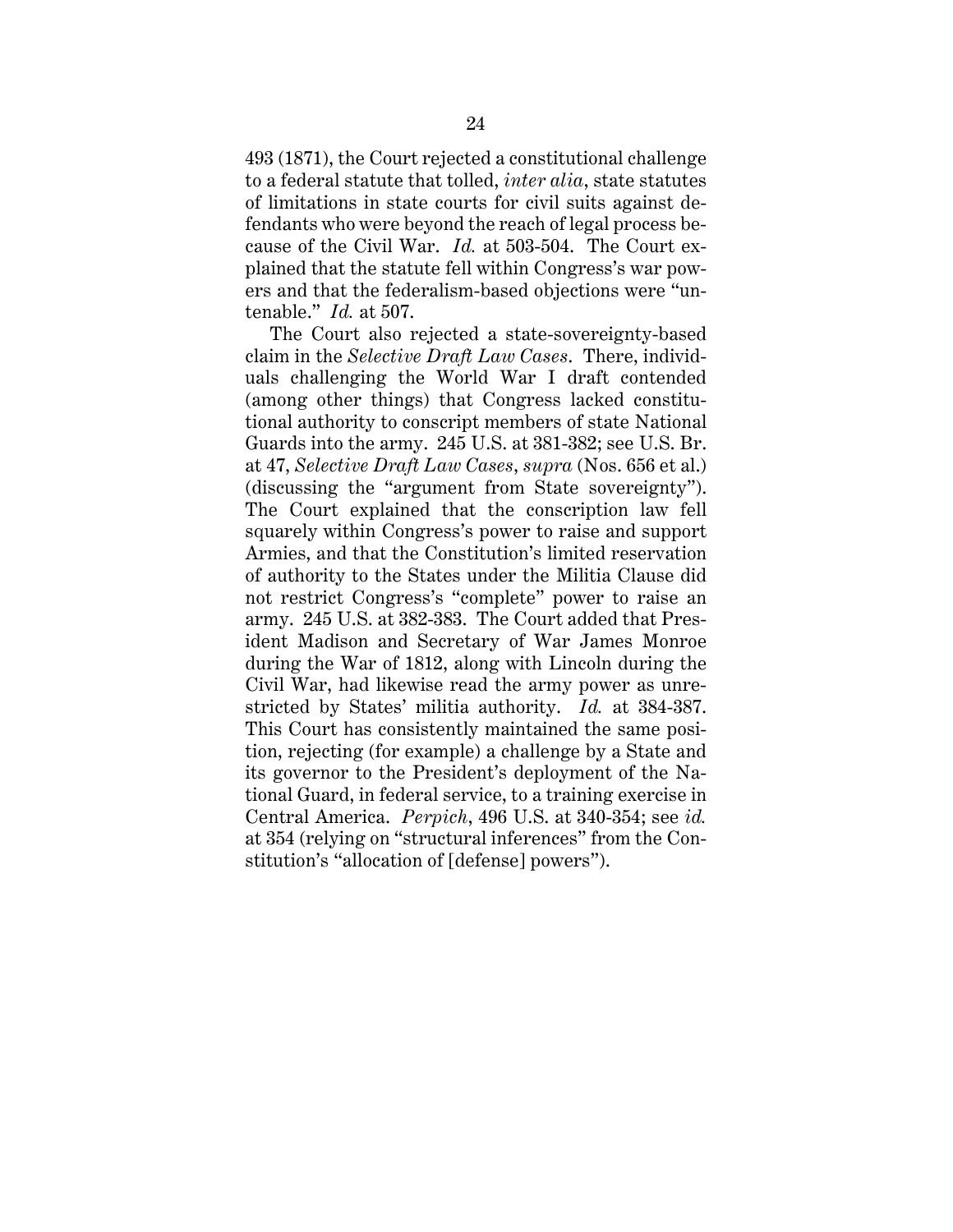493 (1871), the Court rejected a constitutional challenge to a federal statute that tolled, *inter alia*, state statutes of limitations in state courts for civil suits against defendants who were beyond the reach of legal process because of the Civil War. *Id.* at 503-504. The Court explained that the statute fell within Congress's war powers and that the federalism-based objections were "untenable." *Id.* at 507.

The Court also rejected a state-sovereignty-based claim in the *Selective Draft Law Cases*. There, individuals challenging the World War I draft contended (among other things) that Congress lacked constitutional authority to conscript members of state National Guards into the army. 245 U.S. at 381-382; see U.S. Br. at 47, *Selective Draft Law Cases*, *supra* (Nos. 656 et al.) (discussing the "argument from State sovereignty"). The Court explained that the conscription law fell squarely within Congress's power to raise and support Armies, and that the Constitution's limited reservation of authority to the States under the Militia Clause did not restrict Congress's "complete" power to raise an army. 245 U.S. at 382-383. The Court added that President Madison and Secretary of War James Monroe during the War of 1812, along with Lincoln during the Civil War, had likewise read the army power as unrestricted by States' militia authority. *Id.* at 384-387. This Court has consistently maintained the same position, rejecting (for example) a challenge by a State and its governor to the President's deployment of the National Guard, in federal service, to a training exercise in Central America. *Perpich*, 496 U.S. at 340-354; see *id.* at 354 (relying on "structural inferences" from the Constitution's "allocation of [defense] powers").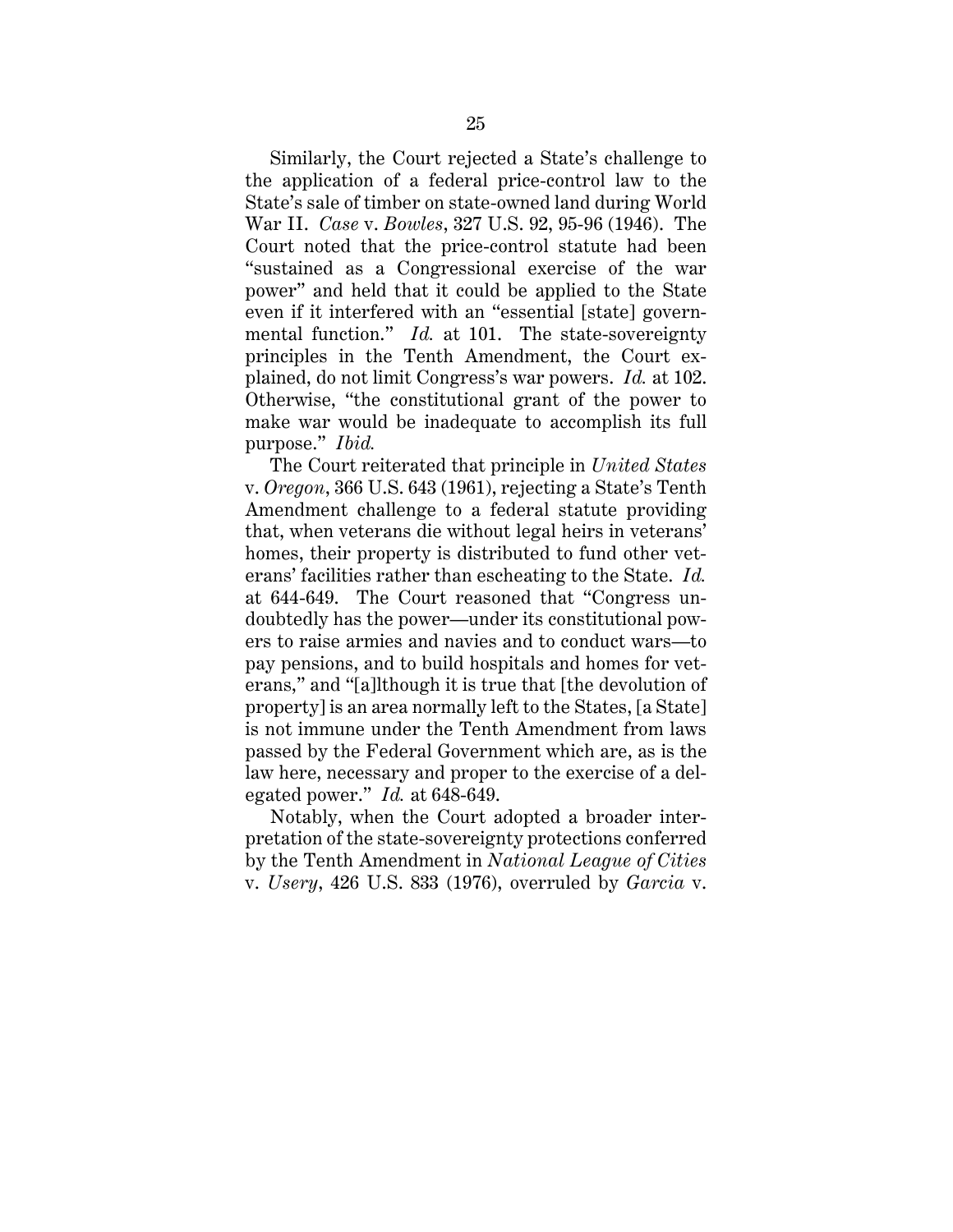Similarly, the Court rejected a State's challenge to the application of a federal price-control law to the State's sale of timber on state-owned land during World War II. *Case* v. *Bowles*, 327 U.S. 92, 95-96 (1946). The Court noted that the price-control statute had been "sustained as a Congressional exercise of the war power" and held that it could be applied to the State even if it interfered with an "essential [state] governmental function." *Id.* at 101. The state-sovereignty principles in the Tenth Amendment, the Court explained, do not limit Congress's war powers. *Id.* at 102. Otherwise, "the constitutional grant of the power to make war would be inadequate to accomplish its full purpose." *Ibid.*

The Court reiterated that principle in *United States* v. *Oregon*, 366 U.S. 643 (1961), rejecting a State's Tenth Amendment challenge to a federal statute providing that, when veterans die without legal heirs in veterans' homes, their property is distributed to fund other veterans' facilities rather than escheating to the State. *Id.* at 644-649. The Court reasoned that "Congress undoubtedly has the power—under its constitutional powers to raise armies and navies and to conduct wars—to pay pensions, and to build hospitals and homes for veterans," and "[a]lthough it is true that [the devolution of property] is an area normally left to the States, [a State] is not immune under the Tenth Amendment from laws passed by the Federal Government which are, as is the law here, necessary and proper to the exercise of a delegated power." *Id.* at 648-649.

Notably, when the Court adopted a broader interpretation of the state-sovereignty protections conferred by the Tenth Amendment in *National League of Cities* v. *Usery*, 426 U.S. 833 (1976), overruled by *Garcia* v.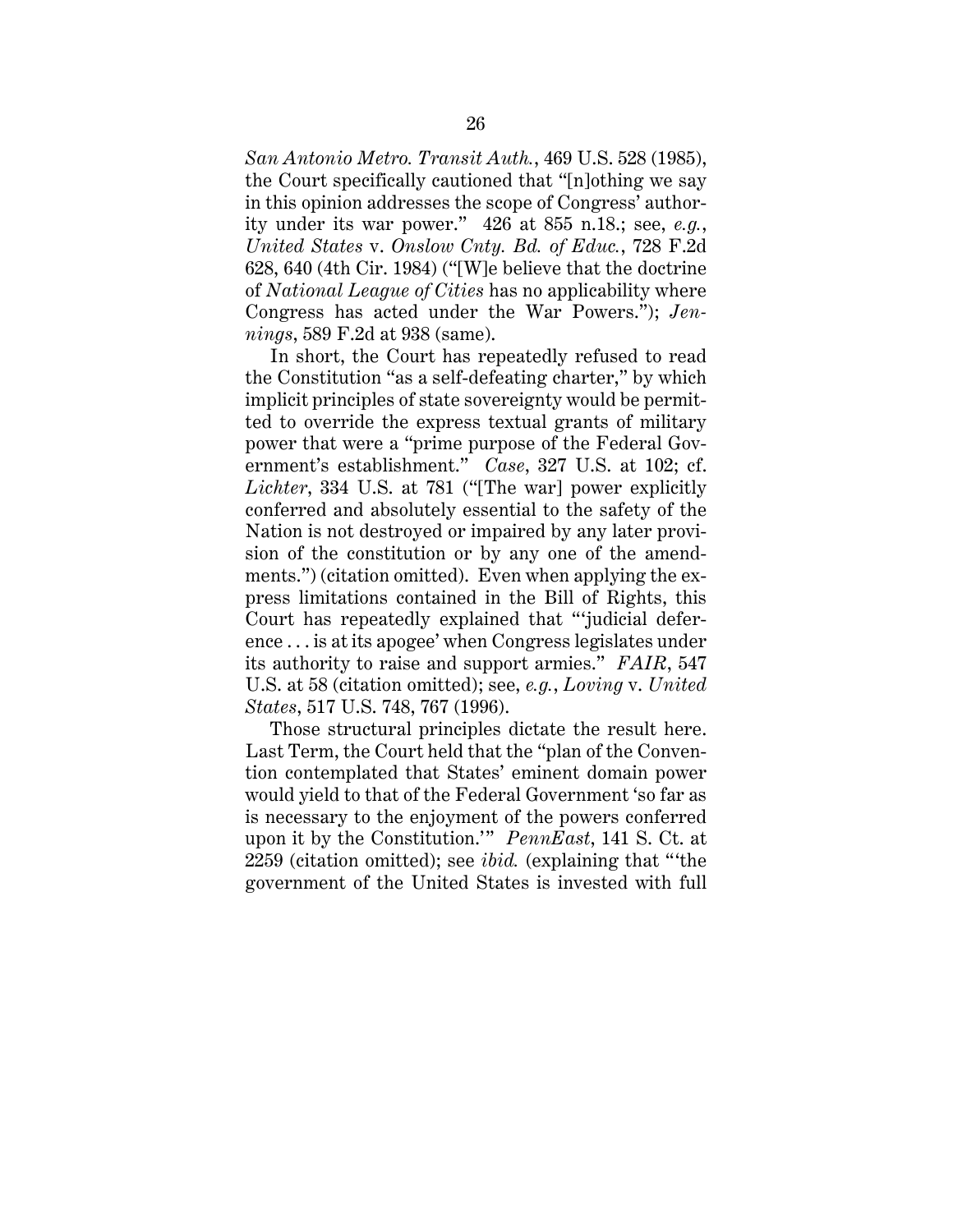*San Antonio Metro. Transit Auth.*, 469 U.S. 528 (1985), the Court specifically cautioned that "[n]othing we say in this opinion addresses the scope of Congress' authority under its war power." 426 at 855 n.18.; see, *e.g.*, *United States* v. *Onslow Cnty. Bd. of Educ.*, 728 F.2d 628, 640 (4th Cir. 1984) ("[W]e believe that the doctrine of *National League of Cities* has no applicability where Congress has acted under the War Powers."); *Jennings*, 589 F.2d at 938 (same).

In short, the Court has repeatedly refused to read the Constitution "as a self-defeating charter," by which implicit principles of state sovereignty would be permitted to override the express textual grants of military power that were a "prime purpose of the Federal Government's establishment." *Case*, 327 U.S. at 102; cf. *Lichter*, 334 U.S. at 781 ("[The war] power explicitly conferred and absolutely essential to the safety of the Nation is not destroyed or impaired by any later provision of the constitution or by any one of the amendments.") (citation omitted). Even when applying the express limitations contained in the Bill of Rights, this Court has repeatedly explained that "'judicial deference . . . is at its apogee' when Congress legislates under its authority to raise and support armies." *FAIR*, 547 U.S. at 58 (citation omitted); see, *e.g.*, *Loving* v. *United States*, 517 U.S. 748, 767 (1996).

Those structural principles dictate the result here. Last Term, the Court held that the "plan of the Convention contemplated that States' eminent domain power would yield to that of the Federal Government 'so far as is necessary to the enjoyment of the powers conferred upon it by the Constitution.'" *PennEast*, 141 S. Ct. at 2259 (citation omitted); see *ibid.* (explaining that "'the government of the United States is invested with full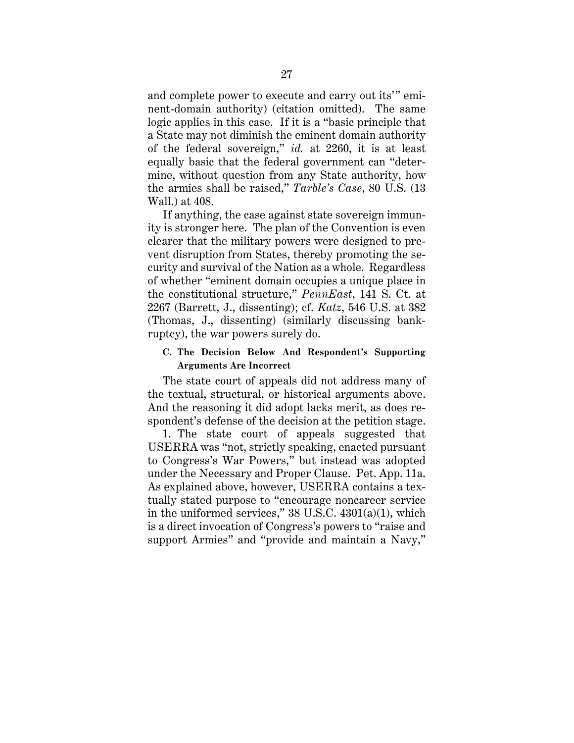and complete power to execute and carry out its'" eminent-domain authority) (citation omitted). The same logic applies in this case. If it is a "basic principle that a State may not diminish the eminent domain authority of the federal sovereign," *id.* at 2260, it is at least equally basic that the federal government can "determine, without question from any State authority, how the armies shall be raised," *Tarble's Case*, 80 U.S. (13 Wall.) at 408.

If anything, the case against state sovereign immunity is stronger here. The plan of the Convention is even clearer that the military powers were designed to prevent disruption from States, thereby promoting the security and survival of the Nation as a whole. Regardless of whether "eminent domain occupies a unique place in the constitutional structure," *PennEast*, 141 S. Ct. at 2267 (Barrett, J., dissenting); cf. *Katz*, 546 U.S. at 382 (Thomas, J., dissenting) (similarly discussing bankruptcy), the war powers surely do.

#### C. The Decision Below And Respondent's Supporting Arguments Are Incorrect

The state court of appeals did not address many of the textual, structural, or historical arguments above. And the reasoning it did adopt lacks merit, as does respondent's defense of the decision at the petition stage.

1. The state court of appeals suggested that USERRA was "not, strictly speaking, enacted pursuant to Congress's War Powers," but instead was adopted under the Necessary and Proper Clause. Pet. App. 11a. As explained above, however, USERRA contains a textually stated purpose to "encourage noncareer service in the uniformed services," 38 U.S.C. 4301(a)(1), which is a direct invocation of Congress's powers to "raise and support Armies" and "provide and maintain a Navy,"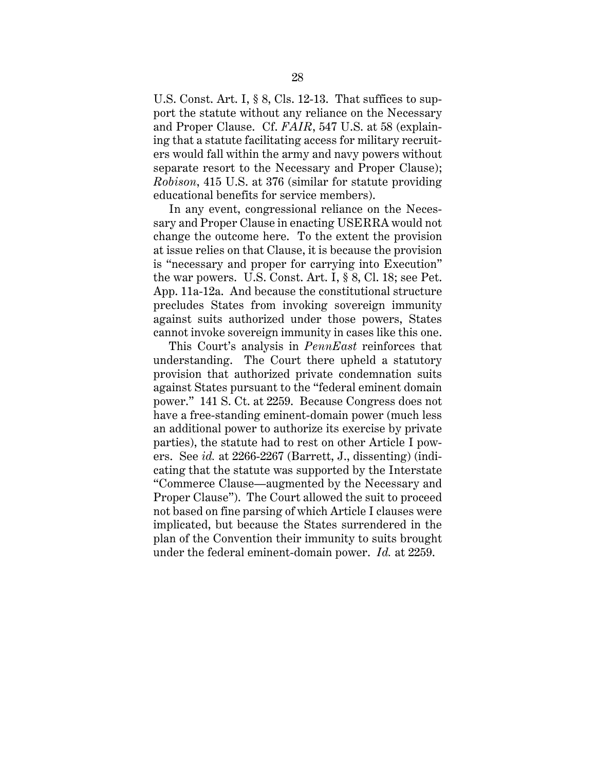U.S. Const. Art. I, § 8, Cls. 12-13. That suffices to support the statute without any reliance on the Necessary and Proper Clause. Cf. *FAIR*, 547 U.S. at 58 (explaining that a statute facilitating access for military recruiters would fall within the army and navy powers without separate resort to the Necessary and Proper Clause); *Robison*, 415 U.S. at 376 (similar for statute providing educational benefits for service members).

In any event, congressional reliance on the Necessary and Proper Clause in enacting USERRA would not change the outcome here. To the extent the provision at issue relies on that Clause, it is because the provision is "necessary and proper for carrying into Execution" the war powers. U.S. Const. Art. I, § 8, Cl. 18; see Pet. App. 11a-12a. And because the constitutional structure precludes States from invoking sovereign immunity against suits authorized under those powers, States cannot invoke sovereign immunity in cases like this one.

This Court's analysis in *PennEast* reinforces that understanding. The Court there upheld a statutory provision that authorized private condemnation suits against States pursuant to the "federal eminent domain power." 141 S. Ct. at 2259. Because Congress does not have a free-standing eminent-domain power (much less an additional power to authorize its exercise by private parties), the statute had to rest on other Article I powers. See *id.* at 2266-2267 (Barrett, J., dissenting) (indicating that the statute was supported by the Interstate "Commerce Clause—augmented by the Necessary and Proper Clause"). The Court allowed the suit to proceed not based on fine parsing of which Article I clauses were implicated, but because the States surrendered in the plan of the Convention their immunity to suits brought under the federal eminent-domain power. *Id.* at 2259.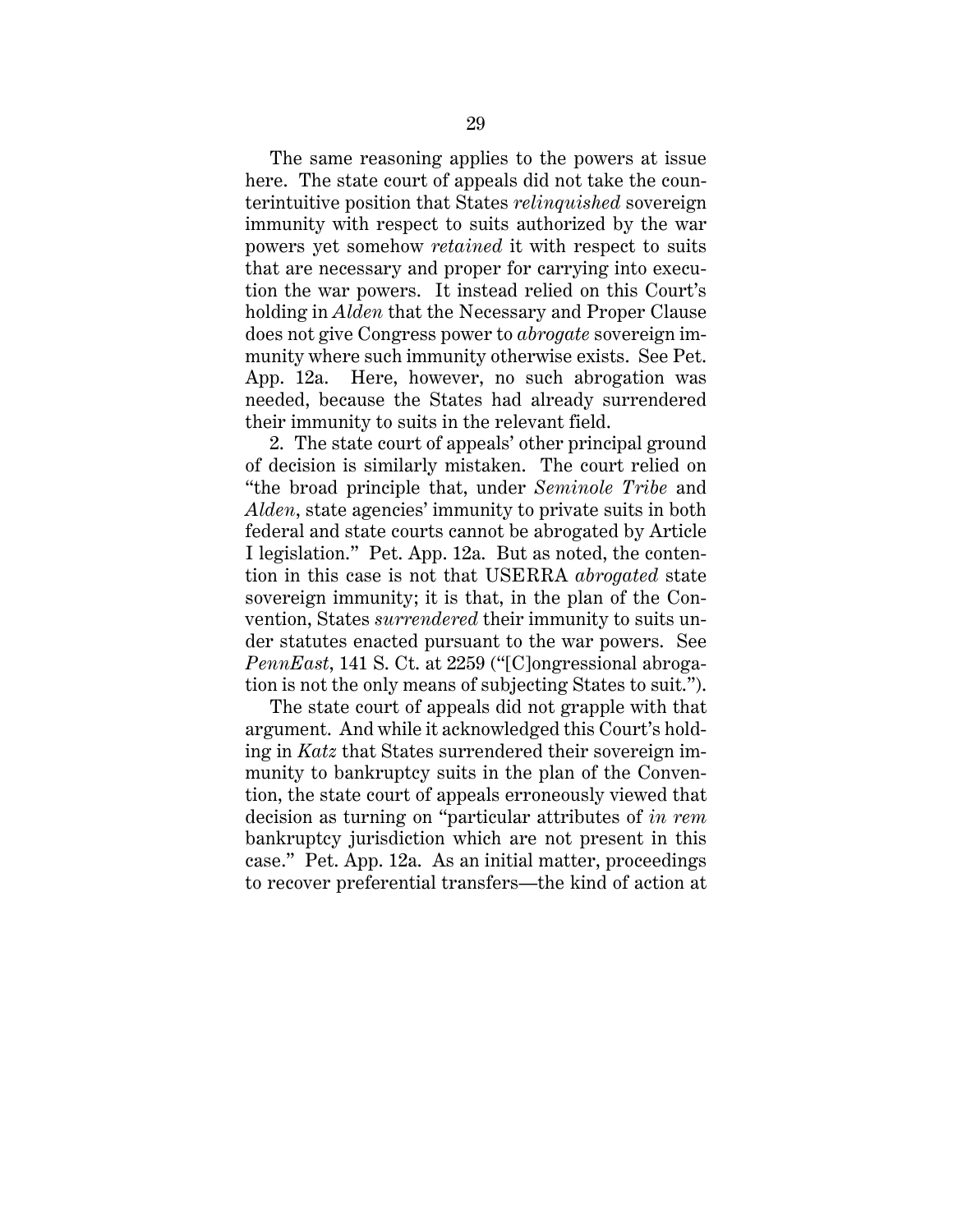The same reasoning applies to the powers at issue here. The state court of appeals did not take the counterintuitive position that States *relinquished* sovereign immunity with respect to suits authorized by the war powers yet somehow *retained* it with respect to suits that are necessary and proper for carrying into execution the war powers. It instead relied on this Court's holding in *Alden* that the Necessary and Proper Clause does not give Congress power to *abrogate* sovereign immunity where such immunity otherwise exists. See Pet. App. 12a. Here, however, no such abrogation was needed, because the States had already surrendered their immunity to suits in the relevant field.

2. The state court of appeals' other principal ground of decision is similarly mistaken. The court relied on "the broad principle that, under *Seminole Tribe* and *Alden*, state agencies' immunity to private suits in both federal and state courts cannot be abrogated by Article I legislation." Pet. App. 12a. But as noted, the contention in this case is not that USERRA *abrogated* state sovereign immunity; it is that, in the plan of the Convention, States *surrendered* their immunity to suits under statutes enacted pursuant to the war powers. See *PennEast*, 141 S. Ct. at 2259 ("[C]ongressional abrogation is not the only means of subjecting States to suit.").

The state court of appeals did not grapple with that argument. And while it acknowledged this Court's holding in *Katz* that States surrendered their sovereign immunity to bankruptcy suits in the plan of the Convention, the state court of appeals erroneously viewed that decision as turning on "particular attributes of *in rem* bankruptcy jurisdiction which are not present in this case." Pet. App. 12a. As an initial matter, proceedings to recover preferential transfers—the kind of action at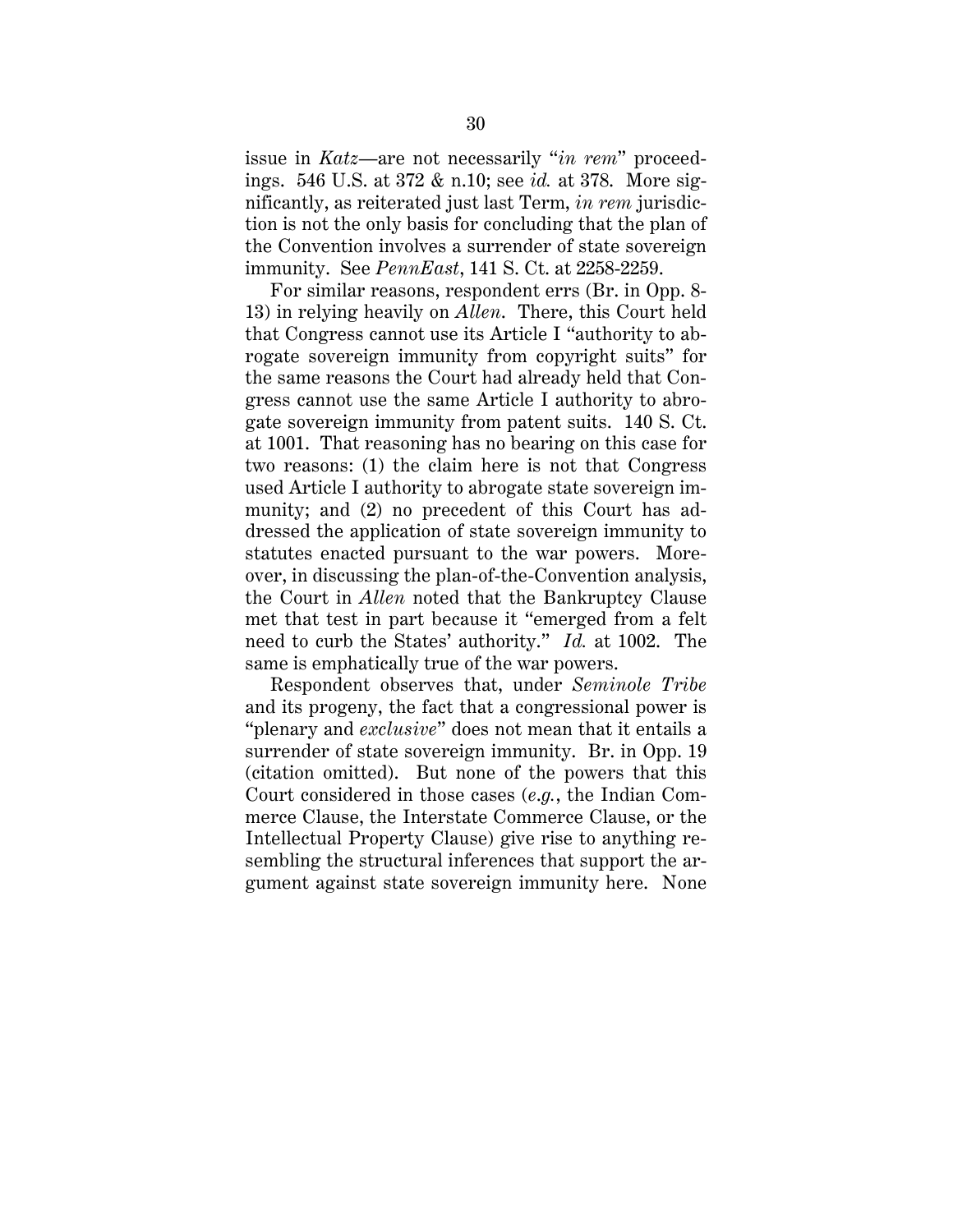issue in *Katz*—are not necessarily "*in rem*" proceedings. 546 U.S. at 372 & n.10; see *id.* at 378. More significantly, as reiterated just last Term, *in rem* jurisdiction is not the only basis for concluding that the plan of the Convention involves a surrender of state sovereign immunity. See *PennEast*, 141 S. Ct. at 2258-2259.

For similar reasons, respondent errs (Br. in Opp. 8-13) in relying heavily on *Allen*. There, this Court held that Congress cannot use its Article I "authority to abrogate sovereign immunity from copyright suits" for the same reasons the Court had already held that Congress cannot use the same Article I authority to abrogate sovereign immunity from patent suits. 140 S. Ct. at 1001. That reasoning has no bearing on this case for two reasons: (1) the claim here is not that Congress used Article I authority to abrogate state sovereign immunity; and (2) no precedent of this Court has addressed the application of state sovereign immunity to statutes enacted pursuant to the war powers. Moreover, in discussing the plan-of-the-Convention analysis, the Court in *Allen* noted that the Bankruptcy Clause met that test in part because it "emerged from a felt need to curb the States' authority." *Id.* at 1002. The same is emphatically true of the war powers.

Respondent observes that, under *Seminole Tribe* and its progeny, the fact that a congressional power is "plenary and *exclusive*" does not mean that it entails a surrender of state sovereign immunity. Br. in Opp. 19 (citation omitted). But none of the powers that this Court considered in those cases (*e.g.*, the Indian Commerce Clause, the Interstate Commerce Clause, or the Intellectual Property Clause) give rise to anything resembling the structural inferences that support the argument against state sovereign immunity here. None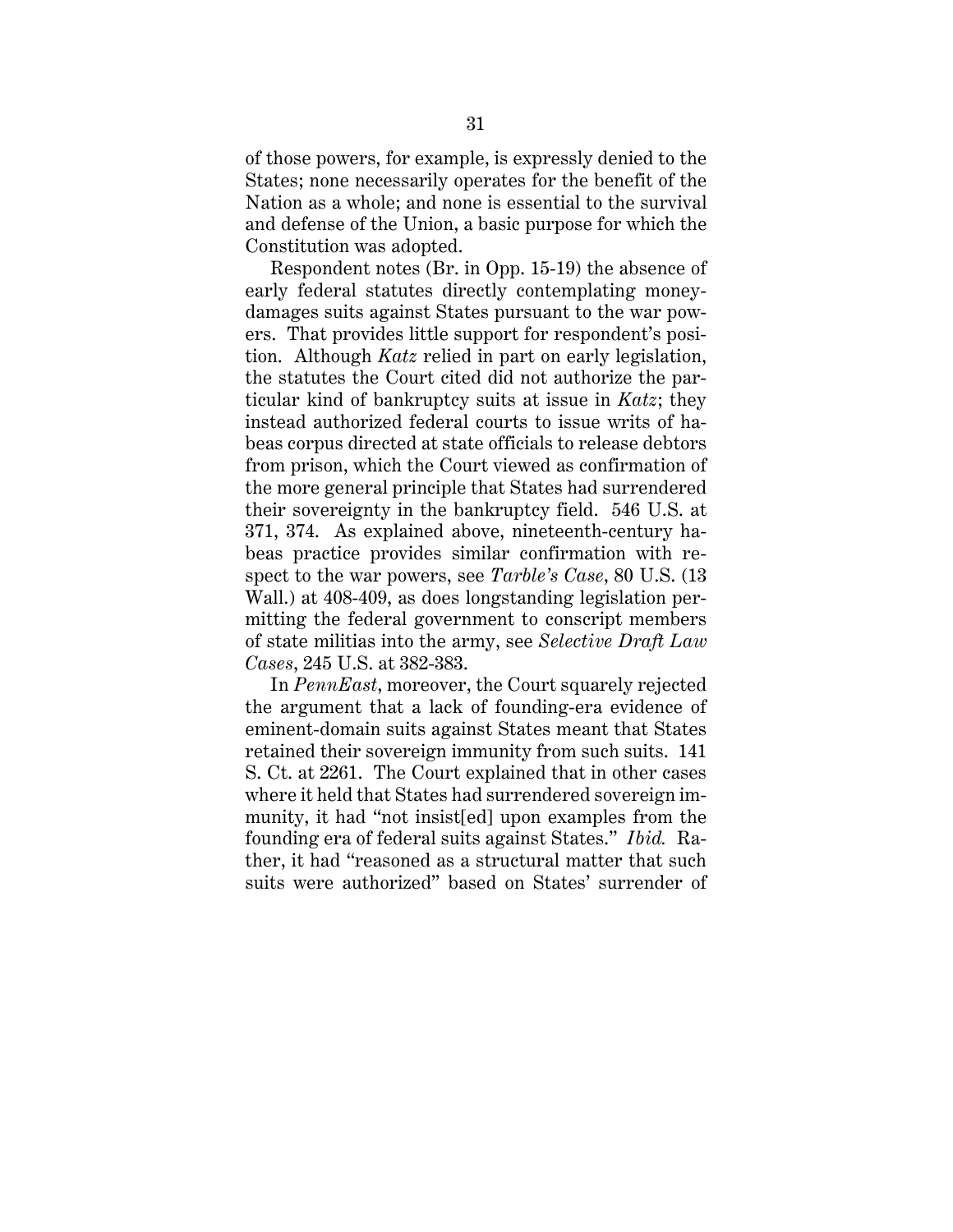of those powers, for example, is expressly denied to the States; none necessarily operates for the benefit of the Nation as a whole; and none is essential to the survival and defense of the Union, a basic purpose for which the Constitution was adopted.

Respondent notes (Br. in Opp. 15-19) the absence of early federal statutes directly contemplating money-damages suits against States pursuant to the war powers. That provides little support for respondent's position. Although *Katz* relied in part on early legislation, the statutes the Court cited did not authorize the particular kind of bankruptcy suits at issue in *Katz*; they instead authorized federal courts to issue writs of habeas corpus directed at state officials to release debtors from prison, which the Court viewed as confirmation of the more general principle that States had surrendered their sovereignty in the bankruptcy field. 546 U.S. at 371, 374. As explained above, nineteenth-century habeas practice provides similar confirmation with respect to the war powers, see *Tarble's Case*, 80 U.S. (13 Wall.) at 408-409, as does longstanding legislation permitting the federal government to conscript members of state militias into the army, see *Selective Draft Law Cases*, 245 U.S. at 382-383.

In *PennEast*, moreover, the Court squarely rejected the argument that a lack of founding-era evidence of eminent-domain suits against States meant that States retained their sovereign immunity from such suits. 141 S. Ct. at 2261. The Court explained that in other cases where it held that States had surrendered sovereign immunity, it had "not insist[ed] upon examples from the founding era of federal suits against States." *Ibid.* Rather, it had "reasoned as a structural matter that such suits were authorized" based on States' surrender of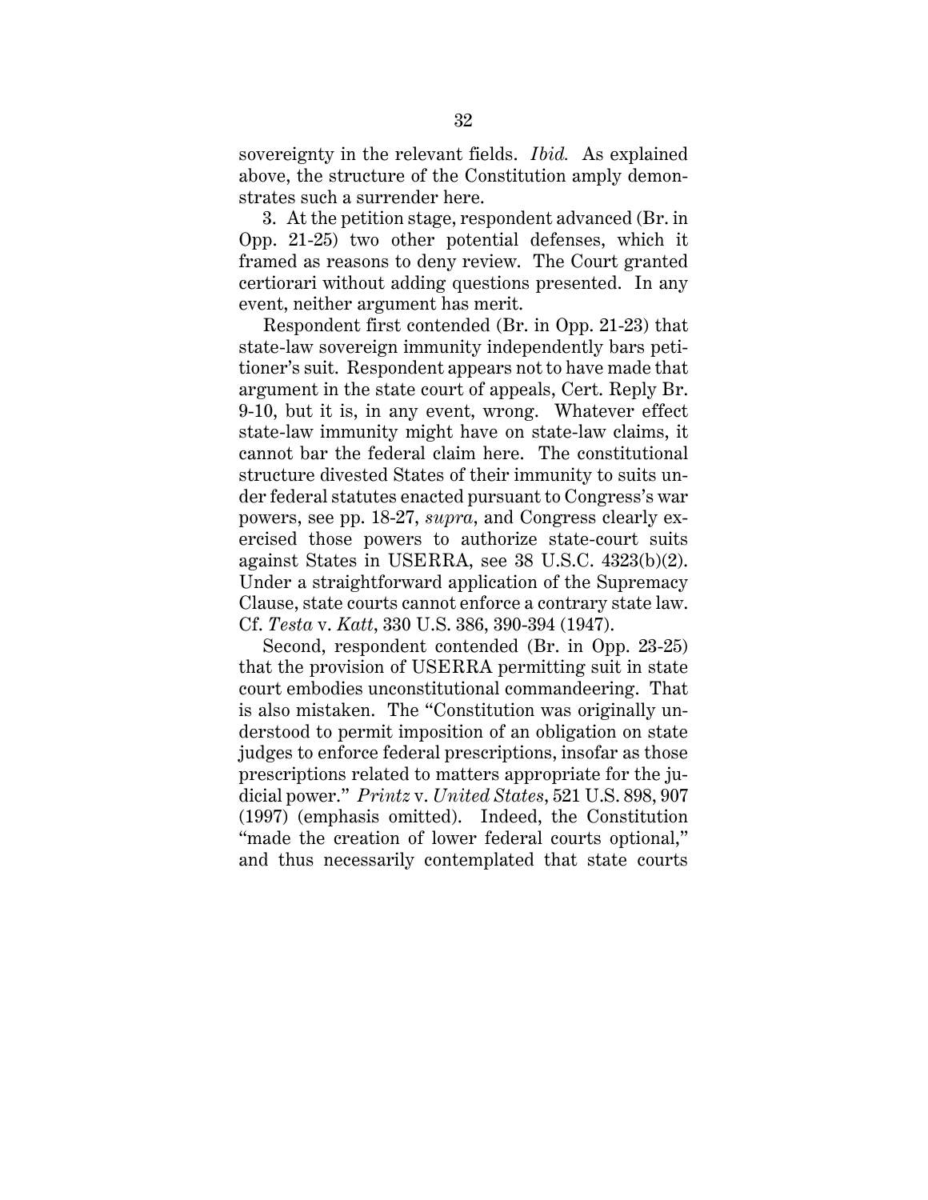sovereignty in the relevant fields. *Ibid.* As explained above, the structure of the Constitution amply demonstrates such a surrender here.

3. At the petition stage, respondent advanced (Br. in Opp. 21-25) two other potential defenses, which it framed as reasons to deny review. The Court granted certiorari without adding questions presented. In any event, neither argument has merit.

Respondent first contended (Br. in Opp. 21-23) that state-law sovereign immunity independently bars petitioner's suit. Respondent appears not to have made that argument in the state court of appeals, Cert. Reply Br. 9-10, but it is, in any event, wrong. Whatever effect state-law immunity might have on state-law claims, it cannot bar the federal claim here. The constitutional structure divested States of their immunity to suits under federal statutes enacted pursuant to Congress's war powers, see pp. 18-27, *supra*, and Congress clearly exercised those powers to authorize state-court suits against States in USERRA, see 38 U.S.C. 4323(b)(2). Under a straightforward application of the Supremacy Clause, state courts cannot enforce a contrary state law. Cf. *Testa* v. *Katt*, 330 U.S. 386, 390-394 (1947).

Second, respondent contended (Br. in Opp. 23-25) that the provision of USERRA permitting suit in state court embodies unconstitutional commandeering. That is also mistaken. The "Constitution was originally understood to permit imposition of an obligation on state judges to enforce federal prescriptions, insofar as those prescriptions related to matters appropriate for the judicial power." *Printz* v. *United States*, 521 U.S. 898, 907 (1997) (emphasis omitted). Indeed, the Constitution "made the creation of lower federal courts optional," and thus necessarily contemplated that state courts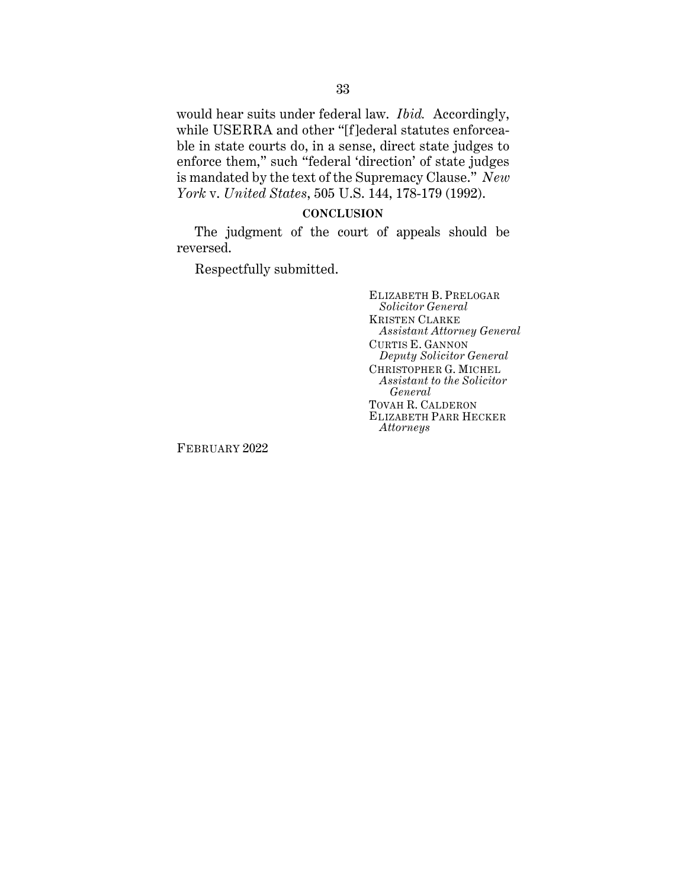would hear suits under federal law. *Ibid.* Accordingly, while USERRA and other "[f]ederal statutes enforceable in state courts do, in a sense, direct state judges to enforce them," such "federal 'direction' of state judges is mandated by the text of the Supremacy Clause." *New York* v. *United States*, 505 U.S. 144, 178-179 (1992).

## CONCLUSION

The judgment of the court of appeals should be reversed.

Respectfully submitted.

ELIZABETH B. PRELOGAR
*Solicitor General*
KRISTEN CLARKE
*Assistant Attorney General*
CURTIS E. GANNON
*Deputy Solicitor General*
CHRISTOPHER G. MICHEL
*Assistant to the Solicitor General*
TOVAH R. CALDERON
ELIZABETH PARR HECKER
*Attorneys*

FEBRUARY 2022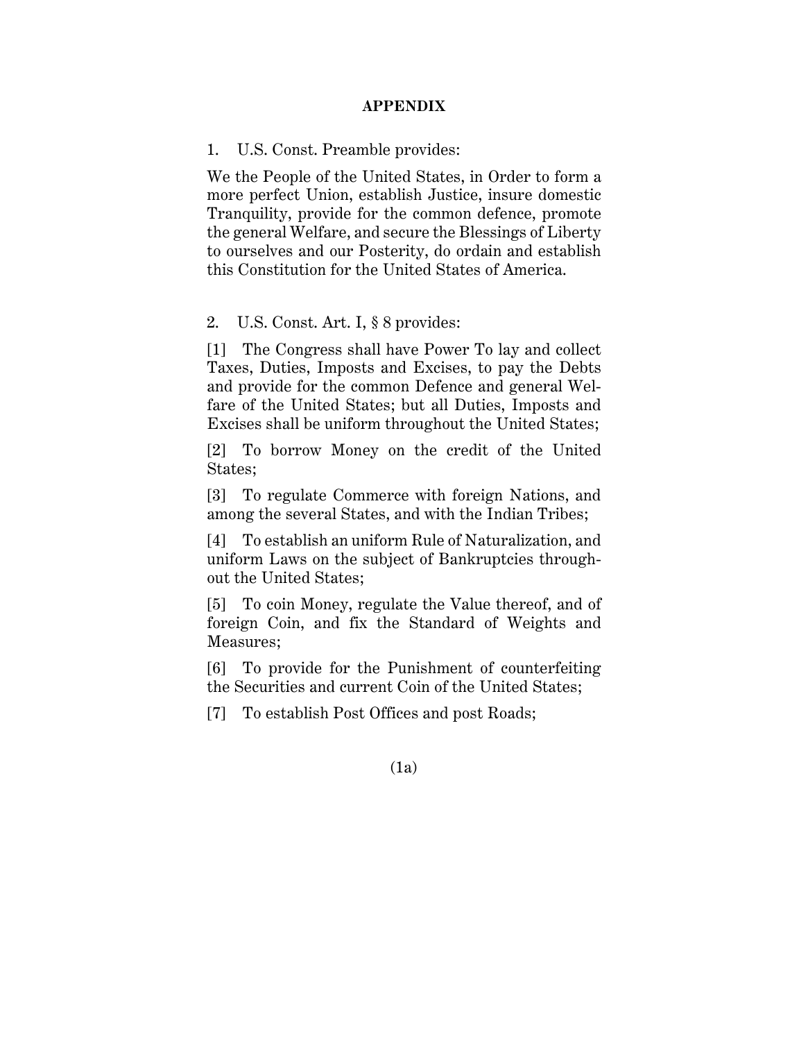## APPENDIX

1. U.S. Const. Preamble provides:

We the People of the United States, in Order to form a more perfect Union, establish Justice, insure domestic Tranquility, provide for the common defence, promote the general Welfare, and secure the Blessings of Liberty to ourselves and our Posterity, do ordain and establish this Constitution for the United States of America.

2. U.S. Const. Art. I, § 8 provides:

[1] The Congress shall have Power To lay and collect Taxes, Duties, Imposts and Excises, to pay the Debts and provide for the common Defence and general Welfare of the United States; but all Duties, Imposts and Excises shall be uniform throughout the United States;

[2] To borrow Money on the credit of the United States;

[3] To regulate Commerce with foreign Nations, and among the several States, and with the Indian Tribes;

[4] To establish an uniform Rule of Naturalization, and uniform Laws on the subject of Bankruptcies throughout the United States;

[5] To coin Money, regulate the Value thereof, and of foreign Coin, and fix the Standard of Weights and Measures;

[6] To provide for the Punishment of counterfeiting the Securities and current Coin of the United States;

[7] To establish Post Offices and post Roads;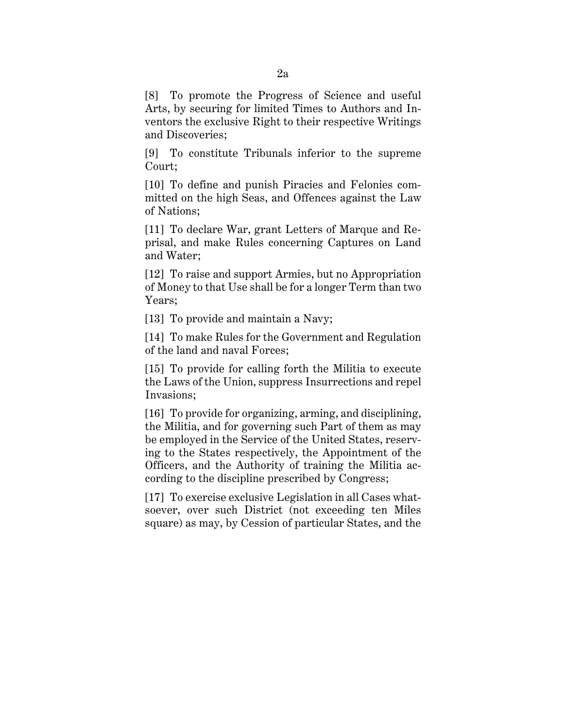[8] To promote the Progress of Science and useful Arts, by securing for limited Times to Authors and Inventors the exclusive Right to their respective Writings and Discoveries;

[9] To constitute Tribunals inferior to the supreme Court;

[10] To define and punish Piracies and Felonies committed on the high Seas, and Offences against the Law of Nations;

[11] To declare War, grant Letters of Marque and Reprisal, and make Rules concerning Captures on Land and Water;

[12] To raise and support Armies, but no Appropriation of Money to that Use shall be for a longer Term than two Years;

[13] To provide and maintain a Navy;

[14] To make Rules for the Government and Regulation of the land and naval Forces;

[15] To provide for calling forth the Militia to execute the Laws of the Union, suppress Insurrections and repel Invasions;

[16] To provide for organizing, arming, and disciplining, the Militia, and for governing such Part of them as may be employed in the Service of the United States, reserving to the States respectively, the Appointment of the Officers, and the Authority of training the Militia according to the discipline prescribed by Congress;

[17] To exercise exclusive Legislation in all Cases whatsoever, over such District (not exceeding ten Miles square) as may, by Cession of particular States, and the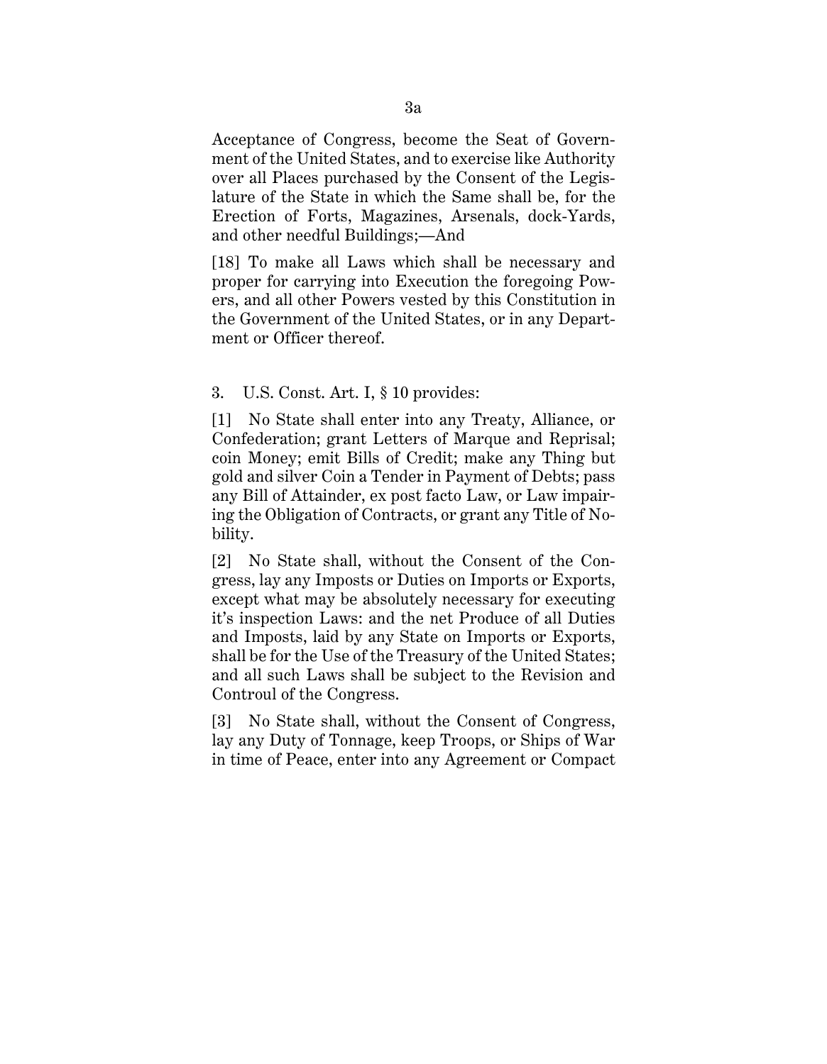Acceptance of Congress, become the Seat of Government of the United States, and to exercise like Authority over all Places purchased by the Consent of the Legislature of the State in which the Same shall be, for the Erection of Forts, Magazines, Arsenals, dock-Yards, and other needful Buildings;—And

[18] To make all Laws which shall be necessary and proper for carrying into Execution the foregoing Powers, and all other Powers vested by this Constitution in the Government of the United States, or in any Department or Officer thereof.

3. U.S. Const. Art. I, § 10 provides:

[1] No State shall enter into any Treaty, Alliance, or Confederation; grant Letters of Marque and Reprisal; coin Money; emit Bills of Credit; make any Thing but gold and silver Coin a Tender in Payment of Debts; pass any Bill of Attainder, ex post facto Law, or Law impairing the Obligation of Contracts, or grant any Title of Nobility.

[2] No State shall, without the Consent of the Congress, lay any Imposts or Duties on Imports or Exports, except what may be absolutely necessary for executing it's inspection Laws: and the net Produce of all Duties and Imposts, laid by any State on Imports or Exports, shall be for the Use of the Treasury of the United States; and all such Laws shall be subject to the Revision and Controul of the Congress.

[3] No State shall, without the Consent of Congress, lay any Duty of Tonnage, keep Troops, or Ships of War in time of Peace, enter into any Agreement or Compact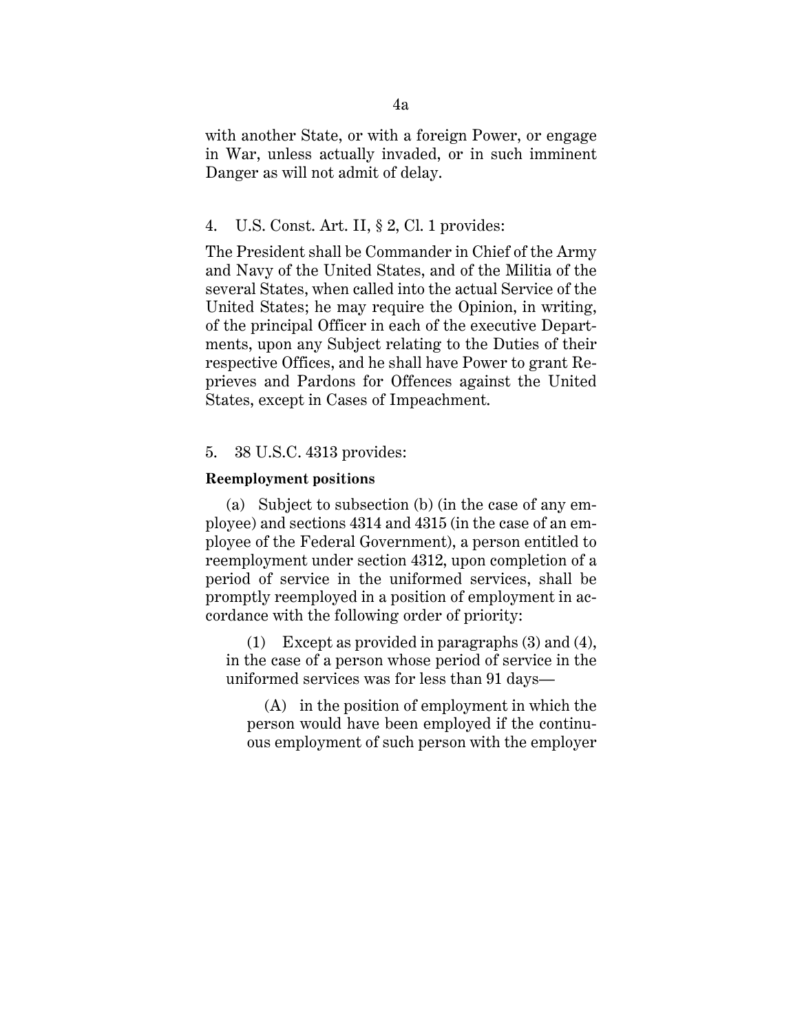with another State, or with a foreign Power, or engage in War, unless actually invaded, or in such imminent Danger as will not admit of delay.

4. U.S. Const. Art. II, § 2, Cl. 1 provides:

The President shall be Commander in Chief of the Army and Navy of the United States, and of the Militia of the several States, when called into the actual Service of the United States; he may require the Opinion, in writing, of the principal Officer in each of the executive Departments, upon any Subject relating to the Duties of their respective Offices, and he shall have Power to grant Reprieves and Pardons for Offences against the United States, except in Cases of Impeachment.

5. 38 U.S.C. 4313 provides:

**Reemployment positions**

(a) Subject to subsection (b) (in the case of any employee) and sections 4314 and 4315 (in the case of an employee of the Federal Government), a person entitled to reemployment under section 4312, upon completion of a period of service in the uniformed services, shall be promptly reemployed in a position of employment in accordance with the following order of priority:

(1) Except as provided in paragraphs (3) and (4), in the case of a person whose period of service in the uniformed services was for less than 91 days—

(A) in the position of employment in which the person would have been employed if the continuous employment of such person with the employer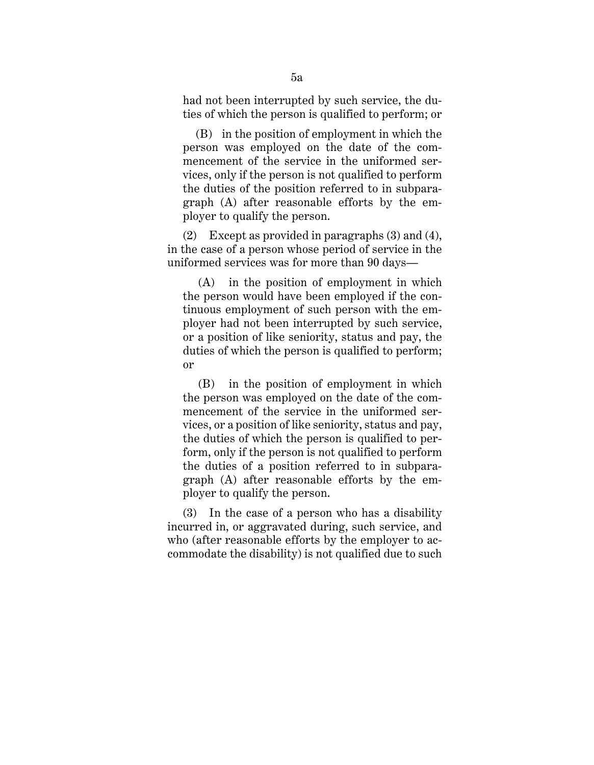had not been interrupted by such service, the duties of which the person is qualified to perform; or

(B) in the position of employment in which the person was employed on the date of the commencement of the service in the uniformed services, only if the person is not qualified to perform the duties of the position referred to in subparagraph (A) after reasonable efforts by the employer to qualify the person.

(2) Except as provided in paragraphs (3) and (4), in the case of a person whose period of service in the uniformed services was for more than 90 days—

(A) in the position of employment in which the person would have been employed if the continuous employment of such person with the employer had not been interrupted by such service, or a position of like seniority, status and pay, the duties of which the person is qualified to perform; or

(B) in the position of employment in which the person was employed on the date of the commencement of the service in the uniformed services, or a position of like seniority, status and pay, the duties of which the person is qualified to perform, only if the person is not qualified to perform the duties of a position referred to in subparagraph (A) after reasonable efforts by the employer to qualify the person.

(3) In the case of a person who has a disability incurred in, or aggravated during, such service, and who (after reasonable efforts by the employer to accommodate the disability) is not qualified due to such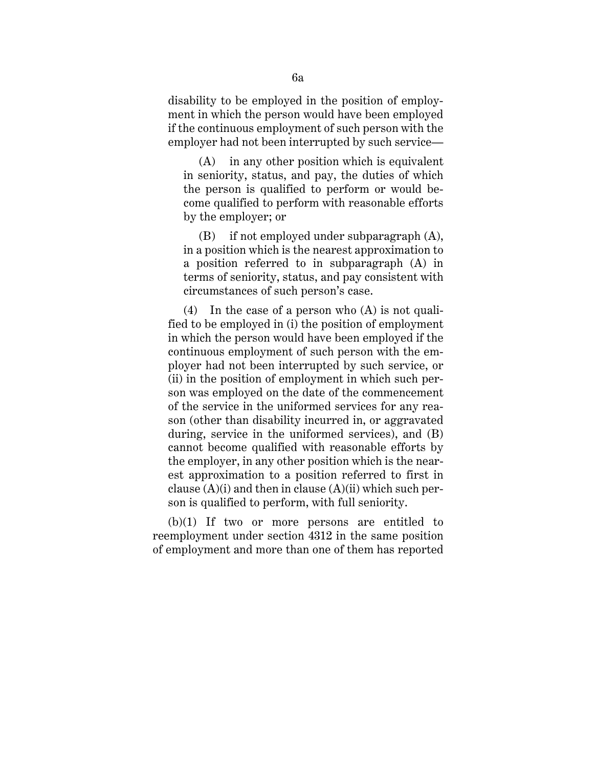disability to be employed in the position of employment in which the person would have been employed if the continuous employment of such person with the employer had not been interrupted by such service—

(A) in any other position which is equivalent in seniority, status, and pay, the duties of which the person is qualified to perform or would become qualified to perform with reasonable efforts by the employer; or

(B) if not employed under subparagraph (A), in a position which is the nearest approximation to a position referred to in subparagraph (A) in terms of seniority, status, and pay consistent with circumstances of such person's case.

(4) In the case of a person who (A) is not qualified to be employed in (i) the position of employment in which the person would have been employed if the continuous employment of such person with the employer had not been interrupted by such service, or (ii) in the position of employment in which such person was employed on the date of the commencement of the service in the uniformed services for any reason (other than disability incurred in, or aggravated during, service in the uniformed services), and (B) cannot become qualified with reasonable efforts by the employer, in any other position which is the nearest approximation to a position referred to first in clause (A)(i) and then in clause (A)(ii) which such person is qualified to perform, with full seniority.

(b)(1) If two or more persons are entitled to reemployment under section 4312 in the same position of employment and more than one of them has reported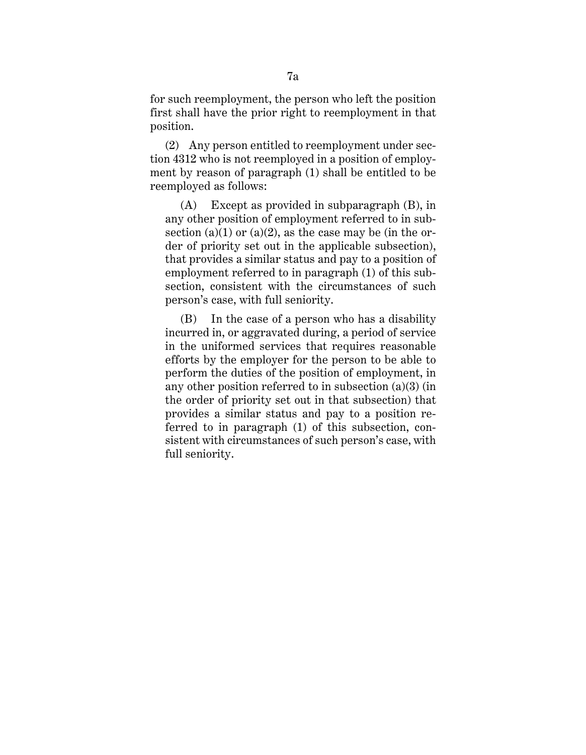for such reemployment, the person who left the position first shall have the prior right to reemployment in that position.

(2) Any person entitled to reemployment under section 4312 who is not reemployed in a position of employment by reason of paragraph (1) shall be entitled to be reemployed as follows:

(A) Except as provided in subparagraph (B), in any other position of employment referred to in subsection (a)(1) or (a)(2), as the case may be (in the order of priority set out in the applicable subsection), that provides a similar status and pay to a position of employment referred to in paragraph (1) of this subsection, consistent with the circumstances of such person's case, with full seniority.

(B) In the case of a person who has a disability incurred in, or aggravated during, a period of service in the uniformed services that requires reasonable efforts by the employer for the person to be able to perform the duties of the position of employment, in any other position referred to in subsection (a)(3) (in the order of priority set out in that subsection) that provides a similar status and pay to a position referred to in paragraph (1) of this subsection, consistent with circumstances of such person's case, with full seniority.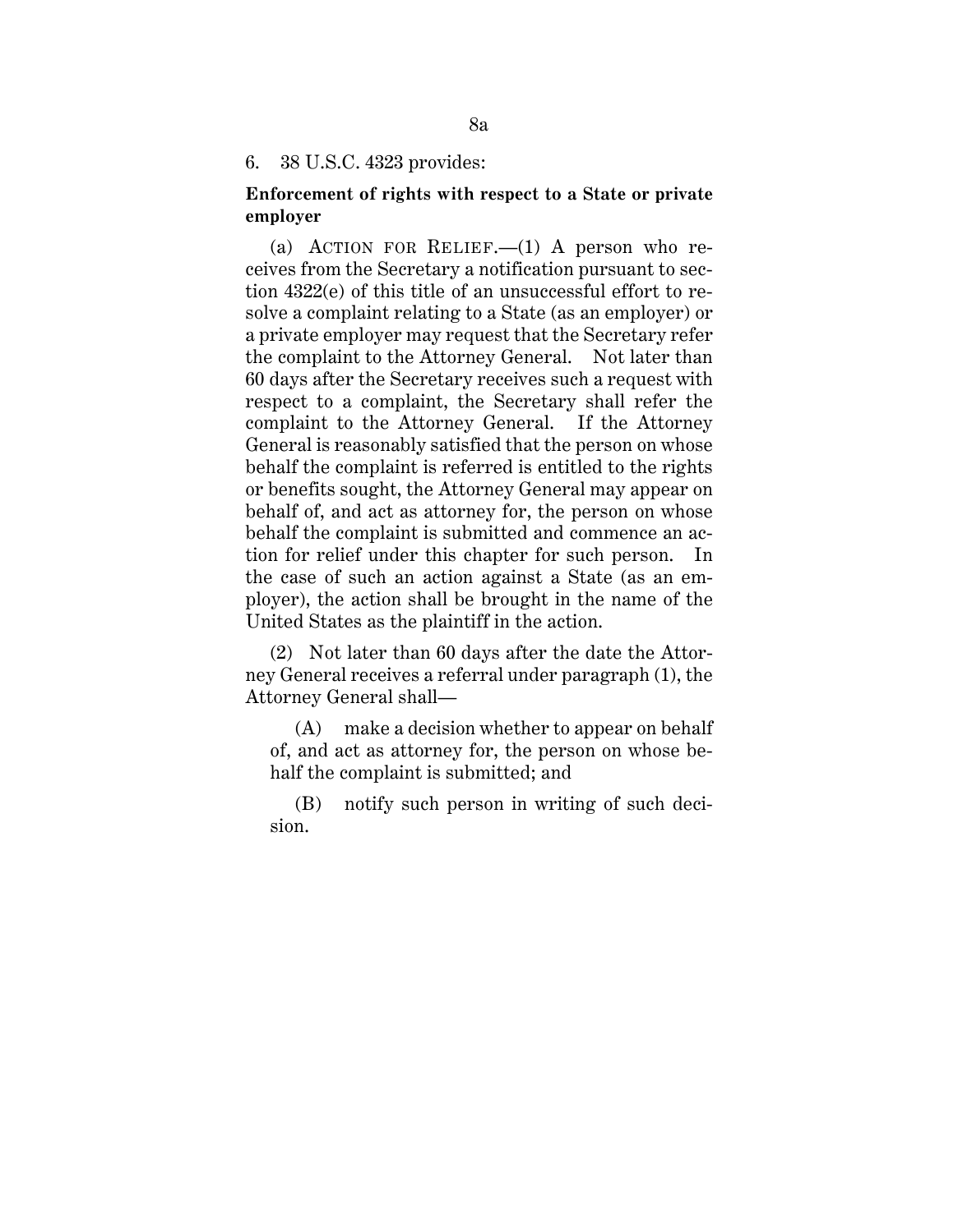6. 38 U.S.C. 4323 provides:

**Enforcement of rights with respect to a State or private employer**

(a) ACTION FOR RELIEF.—(1) A person who receives from the Secretary a notification pursuant to section 4322(e) of this title of an unsuccessful effort to resolve a complaint relating to a State (as an employer) or a private employer may request that the Secretary refer the complaint to the Attorney General. Not later than 60 days after the Secretary receives such a request with respect to a complaint, the Secretary shall refer the complaint to the Attorney General. If the Attorney General is reasonably satisfied that the person on whose behalf the complaint is referred is entitled to the rights or benefits sought, the Attorney General may appear on behalf of, and act as attorney for, the person on whose behalf the complaint is submitted and commence an action for relief under this chapter for such person. In the case of such an action against a State (as an employer), the action shall be brought in the name of the United States as the plaintiff in the action.

(2) Not later than 60 days after the date the Attorney General receives a referral under paragraph (1), the Attorney General shall—

(A) make a decision whether to appear on behalf of, and act as attorney for, the person on whose behalf the complaint is submitted; and

(B) notify such person in writing of such decision.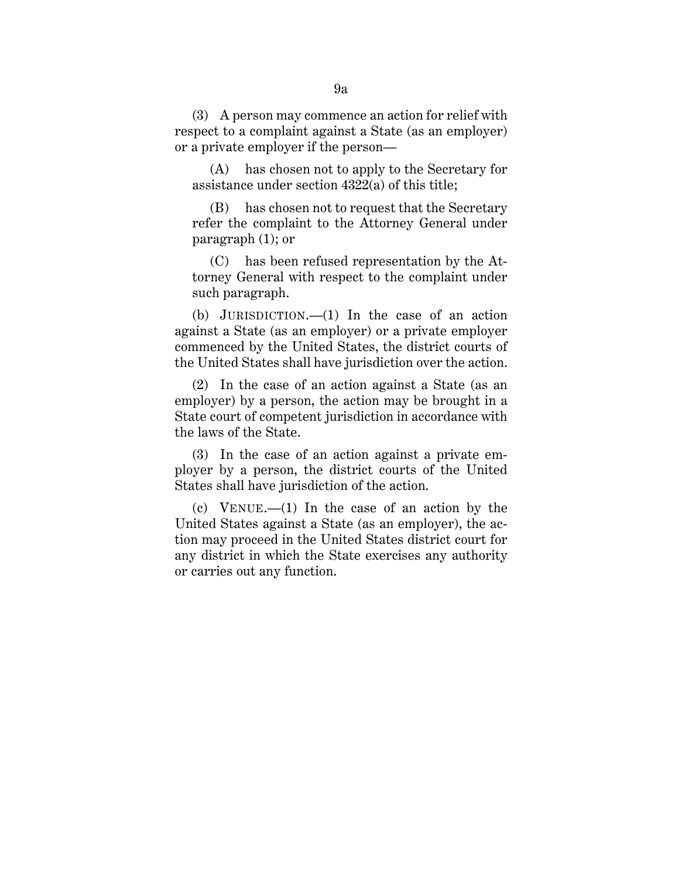(3) A person may commence an action for relief with respect to a complaint against a State (as an employer) or a private employer if the person—

(A) has chosen not to apply to the Secretary for assistance under section 4322(a) of this title;

(B) has chosen not to request that the Secretary refer the complaint to the Attorney General under paragraph (1); or

(C) has been refused representation by the Attorney General with respect to the complaint under such paragraph.

(b) JURISDICTION.—(1) In the case of an action against a State (as an employer) or a private employer commenced by the United States, the district courts of the United States shall have jurisdiction over the action.

(2) In the case of an action against a State (as an employer) by a person, the action may be brought in a State court of competent jurisdiction in accordance with the laws of the State.

(3) In the case of an action against a private employer by a person, the district courts of the United States shall have jurisdiction of the action.

(c) VENUE.—(1) In the case of an action by the United States against a State (as an employer), the action may proceed in the United States district court for any district in which the State exercises any authority or carries out any function.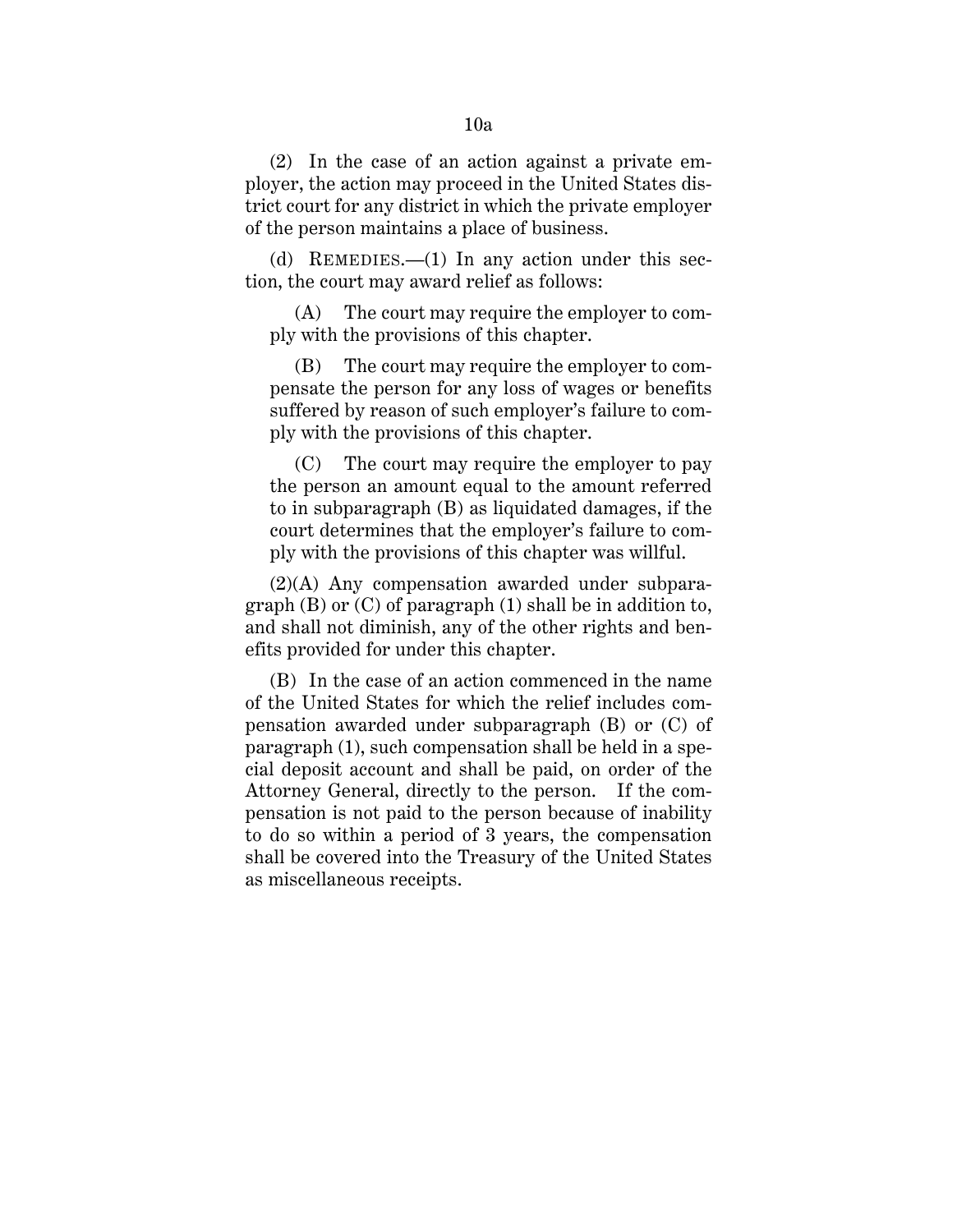(2) In the case of an action against a private employer, the action may proceed in the United States district court for any district in which the private employer of the person maintains a place of business.

(d) REMEDIES.—(1) In any action under this section, the court may award relief as follows:

(A) The court may require the employer to comply with the provisions of this chapter.

(B) The court may require the employer to compensate the person for any loss of wages or benefits suffered by reason of such employer's failure to comply with the provisions of this chapter.

(C) The court may require the employer to pay the person an amount equal to the amount referred to in subparagraph (B) as liquidated damages, if the court determines that the employer's failure to comply with the provisions of this chapter was willful.

(2)(A) Any compensation awarded under subparagraph (B) or (C) of paragraph (1) shall be in addition to, and shall not diminish, any of the other rights and benefits provided for under this chapter.

(B) In the case of an action commenced in the name of the United States for which the relief includes compensation awarded under subparagraph (B) or (C) of paragraph (1), such compensation shall be held in a special deposit account and shall be paid, on order of the Attorney General, directly to the person. If the compensation is not paid to the person because of inability to do so within a period of 3 years, the compensation shall be covered into the Treasury of the United States as miscellaneous receipts.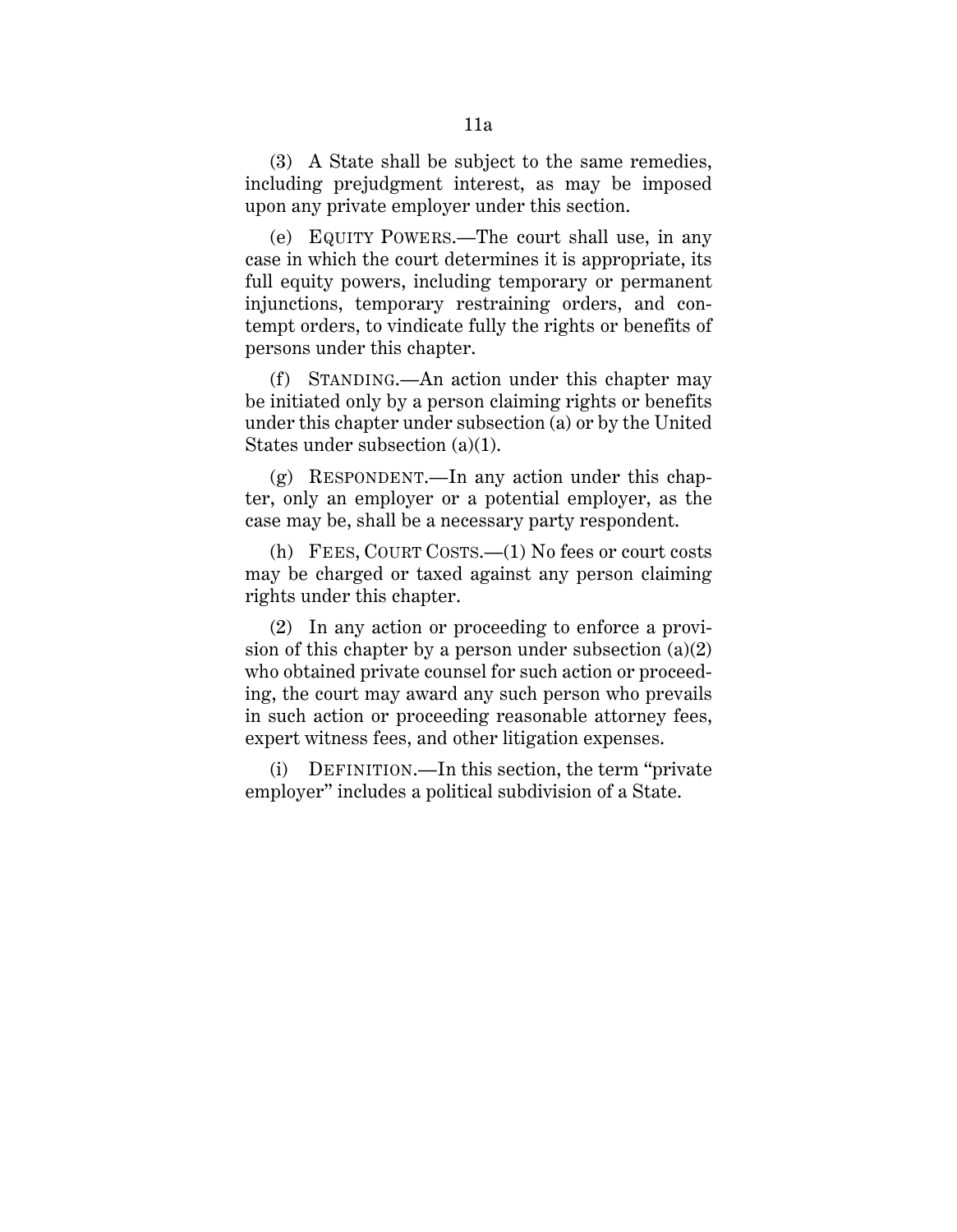(3) A State shall be subject to the same remedies, including prejudgment interest, as may be imposed upon any private employer under this section.

(e) EQUITY POWERS.—The court shall use, in any case in which the court determines it is appropriate, its full equity powers, including temporary or permanent injunctions, temporary restraining orders, and contempt orders, to vindicate fully the rights or benefits of persons under this chapter.

(f) STANDING.—An action under this chapter may be initiated only by a person claiming rights or benefits under this chapter under subsection (a) or by the United States under subsection (a)(1).

(g) RESPONDENT.—In any action under this chapter, only an employer or a potential employer, as the case may be, shall be a necessary party respondent.

(h) FEES, COURT COSTS.—(1) No fees or court costs may be charged or taxed against any person claiming rights under this chapter.

(2) In any action or proceeding to enforce a provision of this chapter by a person under subsection (a)(2) who obtained private counsel for such action or proceeding, the court may award any such person who prevails in such action or proceeding reasonable attorney fees, expert witness fees, and other litigation expenses.

(i) DEFINITION.—In this section, the term "private employer" includes a political subdivision of a State.